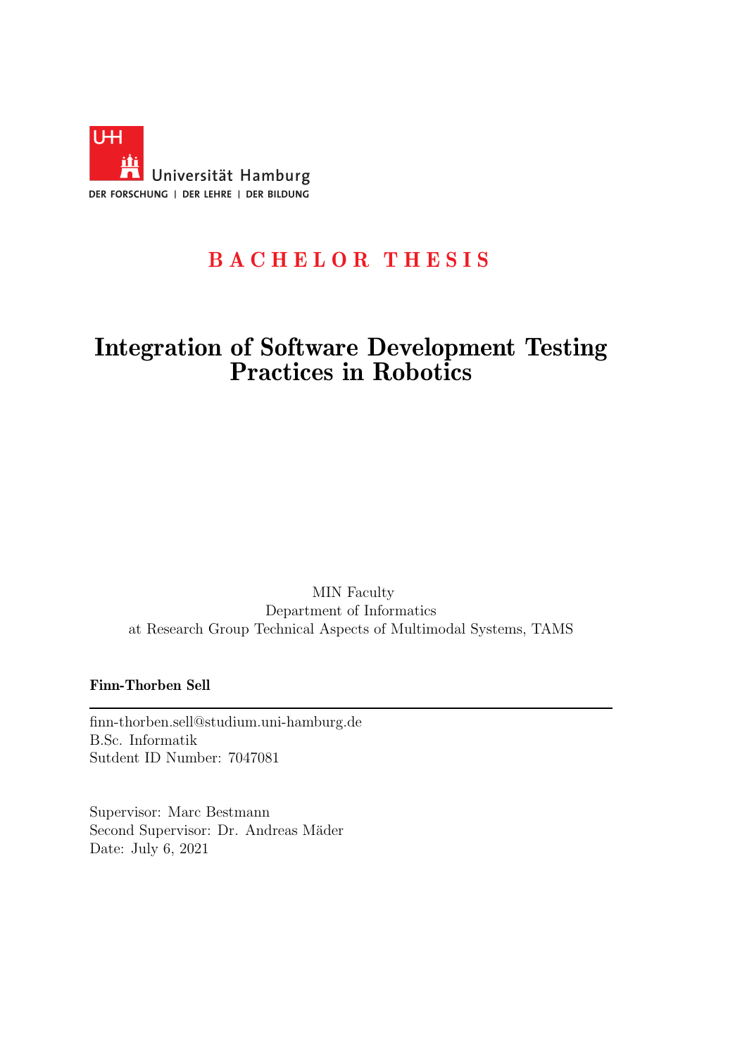Universität Hamburg

DER FORSCHUNG | DER LEHRE | DER BILDUNG

**BACHELOR THESIS**

# Integration of Software Development Testing Practices in Robotics

MIN Faculty
Department of Informatics
at Research Group Technical Aspects of Multimodal Systems, TAMS

**Finn-Thorben Sell**

---

finn-thorben.sell@studium.uni-hamburg.de
B.Sc. Informatik
Sutdent ID Number: 7047081

Supervisor: Marc Bestmann
Second Supervisor: Dr. Andreas Mäder
Date: July 6, 2021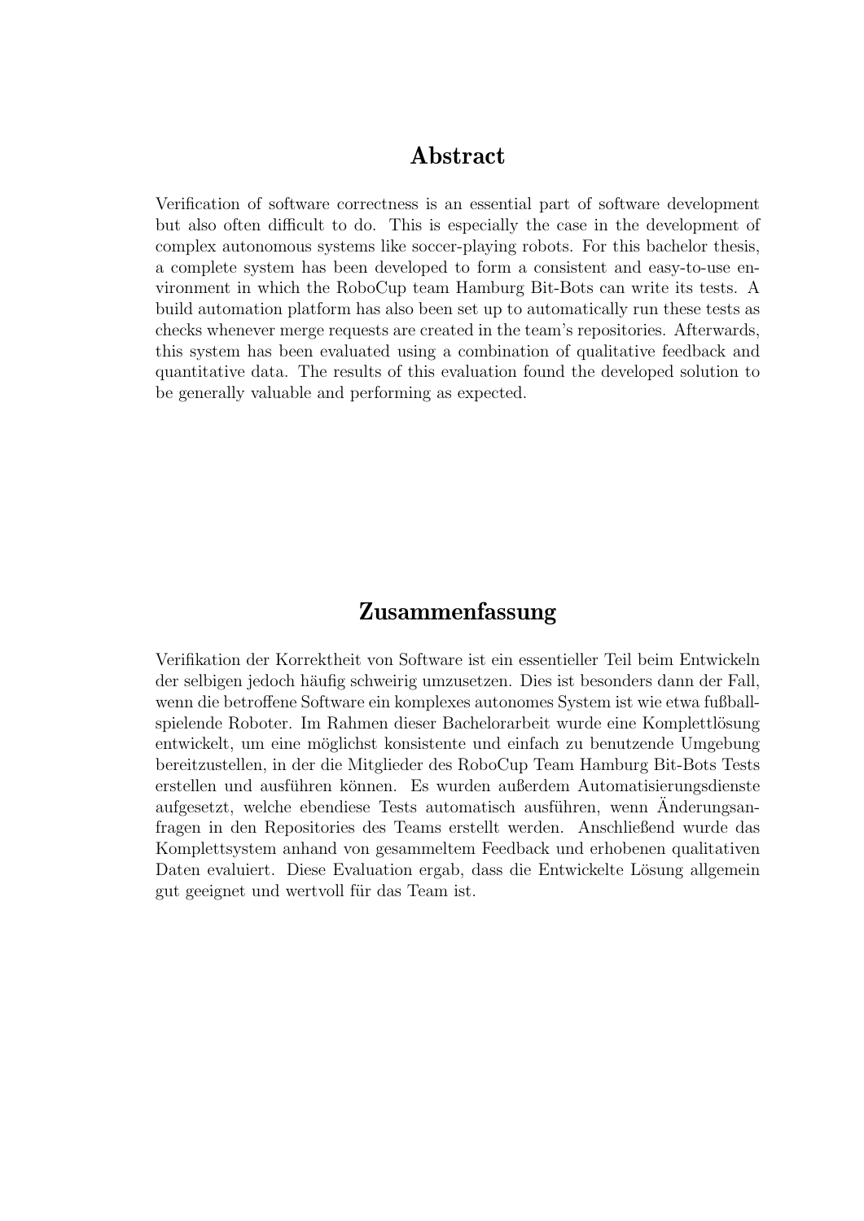# Abstract

Verification of software correctness is an essential part of software development but also often difficult to do. This is especially the case in the development of complex autonomous systems like soccer-playing robots. For this bachelor thesis, a complete system has been developed to form a consistent and easy-to-use environment in which the RoboCup team Hamburg Bit-Bots can write its tests. A build automation platform has also been set up to automatically run these tests as checks whenever merge requests are created in the team's repositories. Afterwards, this system has been evaluated using a combination of qualitative feedback and quantitative data. The results of this evaluation found the developed solution to be generally valuable and performing as expected.

# Zusammenfassung

Verifikation der Korrektheit von Software ist ein essentieller Teil beim Entwickeln der selbigen jedoch häufig schweirig umzusetzen. Dies ist besonders dann der Fall, wenn die betroffene Software ein komplexes autonomes System ist wie etwa fußballspielende Roboter. Im Rahmen dieser Bachelorarbeit wurde eine Komplettlösung entwickelt, um eine möglichst konsistente und einfach zu benutzende Umgebung bereitzustellen, in der die Mitglieder des RoboCup Team Hamburg Bit-Bots Tests erstellen und ausführen können. Es wurden außerdem Automatisierungsdienste aufgesetzt, welche ebendiese Tests automatisch ausführen, wenn Änderungsanfragen in den Repositories des Teams erstellt werden. Anschließend wurde das Komplettsystem anhand von gesammeltem Feedback und erhobenen qualitativen Daten evaluiert. Diese Evaluation ergab, dass die Entwickelte Lösung allgemein gut geeignet und wertvoll für das Team ist.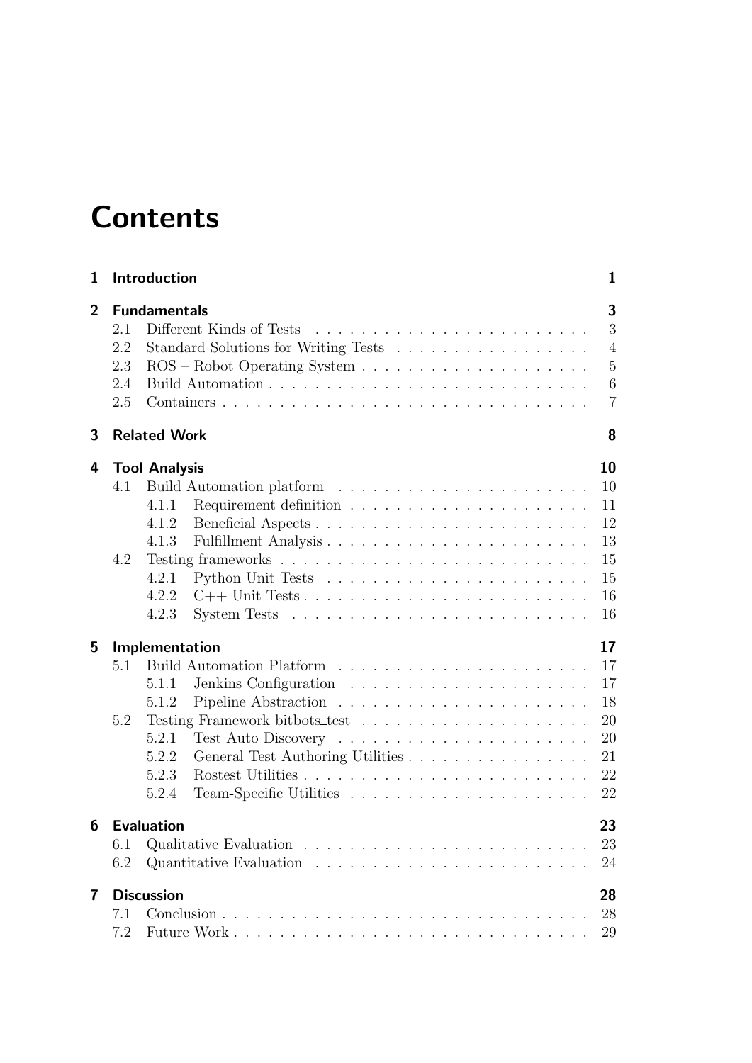# Contents

**1 Introduction** 1

**2 Fundamentals** 3

- 2.1 Different Kinds of Tests . . . 3
- 2.2 Standard Solutions for Writing Tests . . . 4
- 2.3 ROS – Robot Operating System . . . 5
- 2.4 Build Automation . . . 6
- 2.5 Containers . . . 7

**3 Related Work** 8

**4 Tool Analysis** 10

- 4.1 Build Automation platform . . . 10
  - 4.1.1 Requirement definition . . . 11
  - 4.1.2 Beneficial Aspects . . . 12
  - 4.1.3 Fulfillment Analysis . . . 13
- 4.2 Testing frameworks . . . 15
  - 4.2.1 Python Unit Tests . . . 15
  - 4.2.2 C++ Unit Tests . . . 16
  - 4.2.3 System Tests . . . 16

**5 Implementation** 17

- 5.1 Build Automation Platform . . . 17
  - 5.1.1 Jenkins Configuration . . . 17
  - 5.1.2 Pipeline Abstraction . . . 18
- 5.2 Testing Framework bitbots_test . . . 20
  - 5.2.1 Test Auto Discovery . . . 20
  - 5.2.2 General Test Authoring Utilities . . . 21
  - 5.2.3 Rostest Utilities . . . 22
  - 5.2.4 Team-Specific Utilities . . . 22

**6 Evaluation** 23

- 6.1 Qualitative Evaluation . . . 23
- 6.2 Quantitative Evaluation . . . 24

**7 Discussion** 28

- 7.1 Conclusion . . . 28
- 7.2 Future Work . . . 29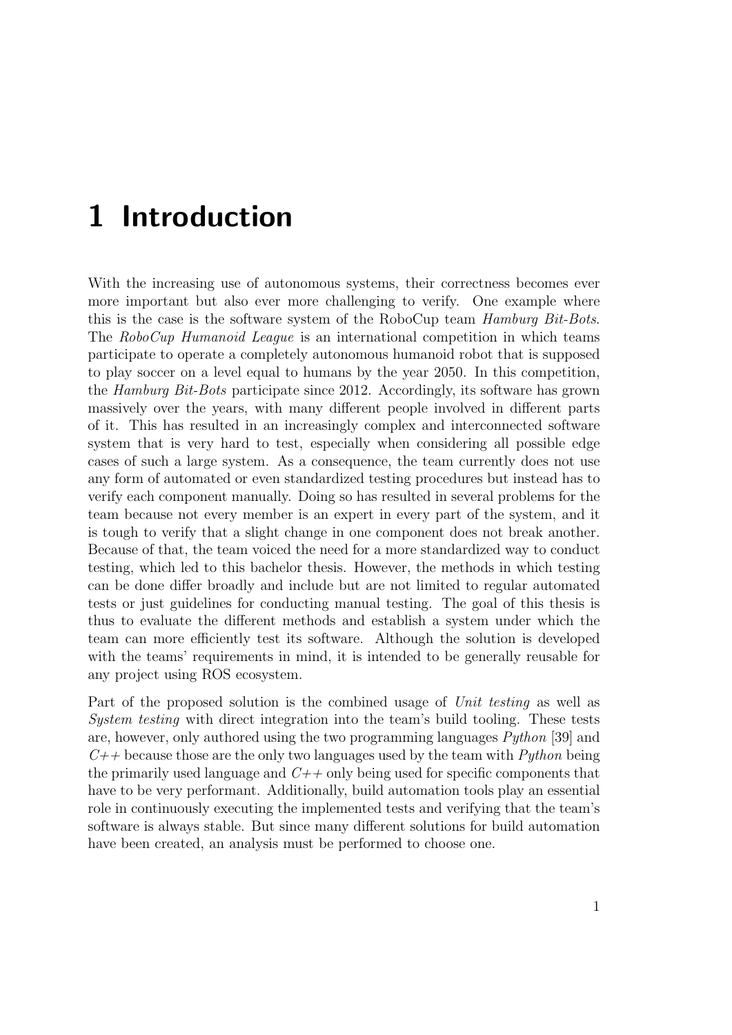# 1 Introduction

With the increasing use of autonomous systems, their correctness becomes ever more important but also ever more challenging to verify. One example where this is the case is the software system of the RoboCup team *Hamburg Bit-Bots*. The *RoboCup Humanoid League* is an international competition in which teams participate to operate a completely autonomous humanoid robot that is supposed to play soccer on a level equal to humans by the year 2050. In this competition, the *Hamburg Bit-Bots* participate since 2012. Accordingly, its software has grown massively over the years, with many different people involved in different parts of it. This has resulted in an increasingly complex and interconnected software system that is very hard to test, especially when considering all possible edge cases of such a large system. As a consequence, the team currently does not use any form of automated or even standardized testing procedures but instead has to verify each component manually. Doing so has resulted in several problems for the team because not every member is an expert in every part of the system, and it is tough to verify that a slight change in one component does not break another. Because of that, the team voiced the need for a more standardized way to conduct testing, which led to this bachelor thesis. However, the methods in which testing can be done differ broadly and include but are not limited to regular automated tests or just guidelines for conducting manual testing. The goal of this thesis is thus to evaluate the different methods and establish a system under which the team can more efficiently test its software. Although the solution is developed with the teams' requirements in mind, it is intended to be generally reusable for any project using ROS ecosystem.

Part of the proposed solution is the combined usage of *Unit testing* as well as *System testing* with direct integration into the team's build tooling. These tests are, however, only authored using the two programming languages *Python* [39] and *C++* because those are the only two languages used by the team with *Python* being the primarily used language and *C++* only being used for specific components that have to be very performant. Additionally, build automation tools play an essential role in continuously executing the implemented tests and verifying that the team's software is always stable. But since many different solutions for build automation have been created, an analysis must be performed to choose one.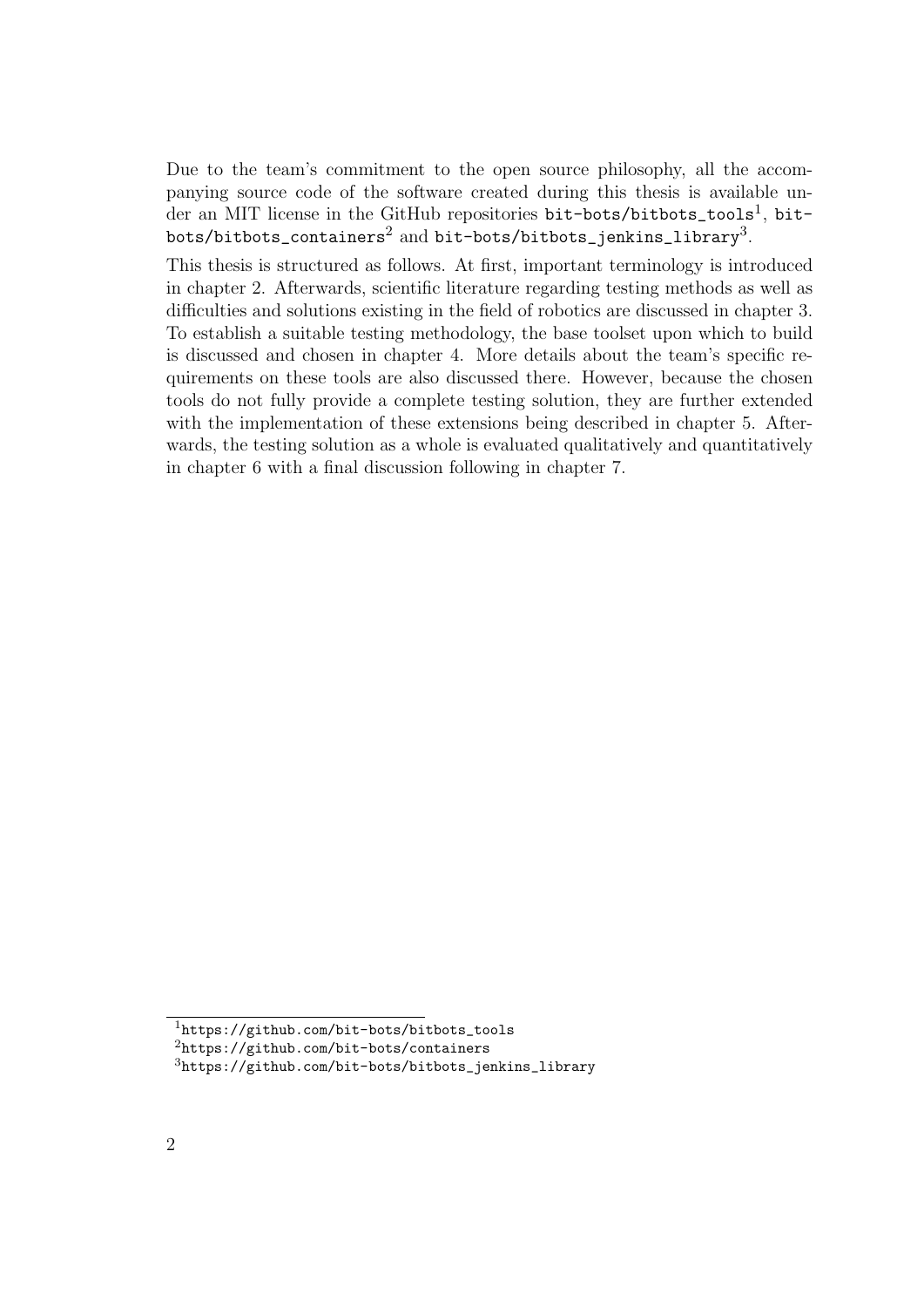Due to the team's commitment to the open source philosophy, all the accompanying source code of the software created during this thesis is available under an MIT license in the GitHub repositories `bit-bots/bitbots_tools`[1], `bit-bots/bitbots_containers`[2] and `bit-bots/bitbots_jenkins_library`[3].

This thesis is structured as follows. At first, important terminology is introduced in chapter 2. Afterwards, scientific literature regarding testing methods as well as difficulties and solutions existing in the field of robotics are discussed in chapter 3. To establish a suitable testing methodology, the base toolset upon which to build is discussed and chosen in chapter 4. More details about the team's specific requirements on these tools are also discussed there. However, because the chosen tools do not fully provide a complete testing solution, they are further extended with the implementation of these extensions being described in chapter 5. Afterwards, the testing solution as a whole is evaluated qualitatively and quantitatively in chapter 6 with a final discussion following in chapter 7.

---

[1] `https://github.com/bit-bots/bitbots_tools`

[2] `https://github.com/bit-bots/containers`

[3] `https://github.com/bit-bots/bitbots_jenkins_library`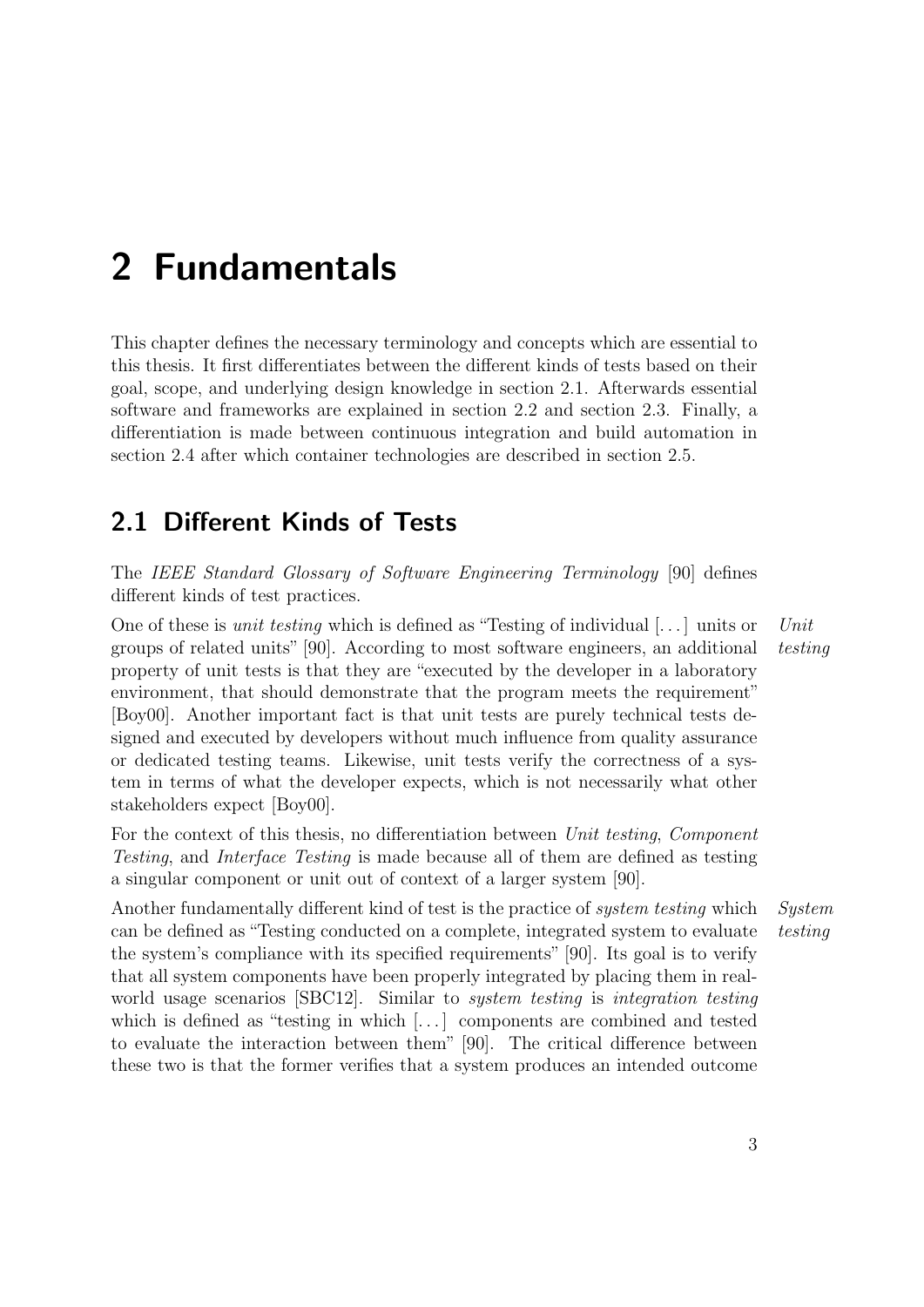# 2 Fundamentals

This chapter defines the necessary terminology and concepts which are essential to this thesis. It first differentiates between the different kinds of tests based on their goal, scope, and underlying design knowledge in section 2.1. Afterwards essential software and frameworks are explained in section 2.2 and section 2.3. Finally, a differentiation is made between continuous integration and build automation in section 2.4 after which container technologies are described in section 2.5.

## 2.1 Different Kinds of Tests

The *IEEE Standard Glossary of Software Engineering Terminology* [90] defines different kinds of test practices.

*Unit testing*

One of these is *unit testing* which is defined as "Testing of individual [. . . ] units or groups of related units" [90]. According to most software engineers, an additional property of unit tests is that they are "executed by the developer in a laboratory environment, that should demonstrate that the program meets the requirement" [Boy00]. Another important fact is that unit tests are purely technical tests designed and executed by developers without much influence from quality assurance or dedicated testing teams. Likewise, unit tests verify the correctness of a system in terms of what the developer expects, which is not necessarily what other stakeholders expect [Boy00].

For the context of this thesis, no differentiation between *Unit testing*, *Component Testing*, and *Interface Testing* is made because all of them are defined as testing a singular component or unit out of context of a larger system [90].

*System testing*

Another fundamentally different kind of test is the practice of *system testing* which can be defined as "Testing conducted on a complete, integrated system to evaluate the system's compliance with its specified requirements" [90]. Its goal is to verify that all system components have been properly integrated by placing them in real-world usage scenarios [SBC12]. Similar to *system testing* is *integration testing* which is defined as "testing in which [. . . ] components are combined and tested to evaluate the interaction between them" [90]. The critical difference between these two is that the former verifies that a system produces an intended outcome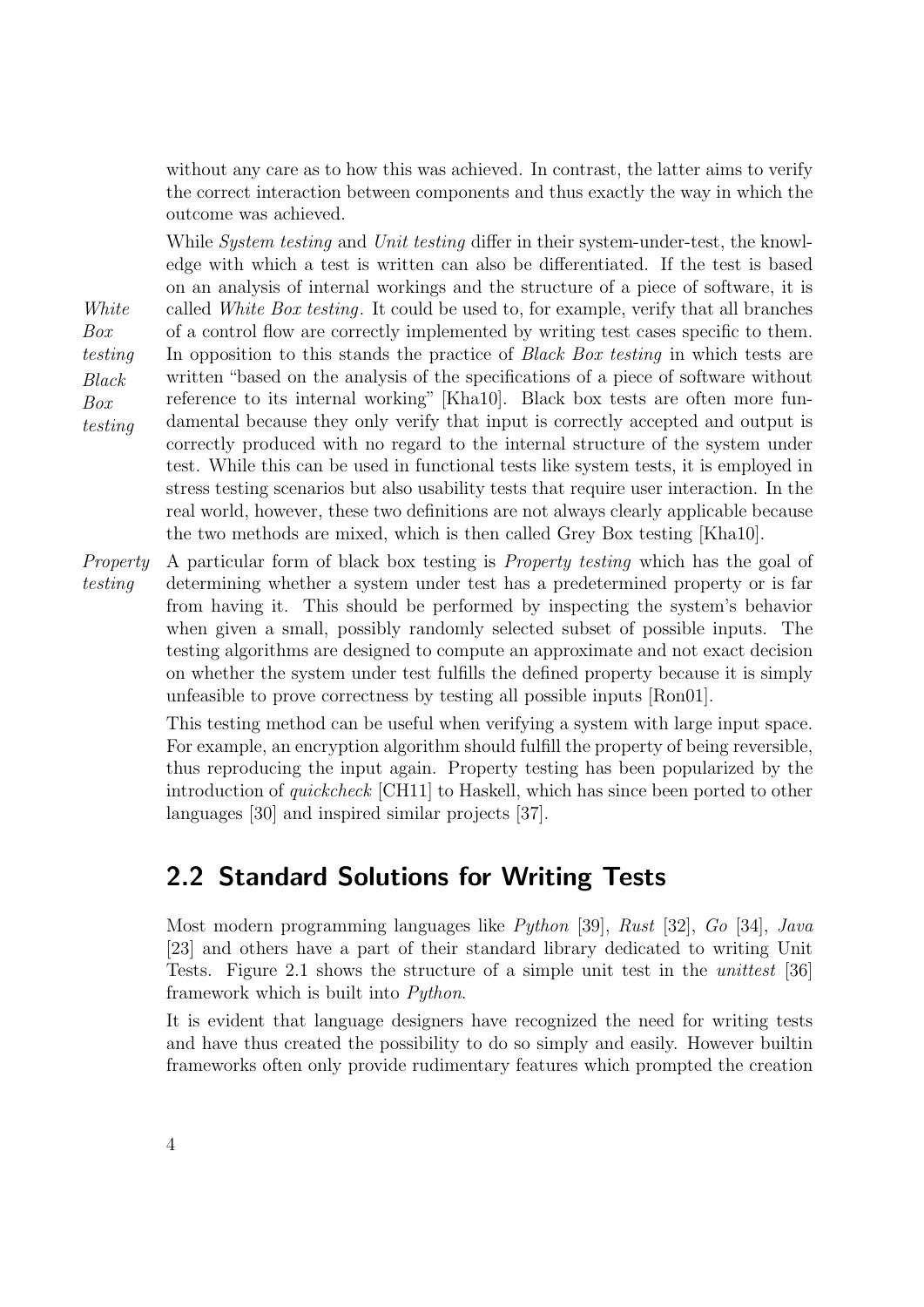without any care as to how this was achieved. In contrast, the latter aims to verify the correct interaction between components and thus exactly the way in which the outcome was achieved.

*White Box testing*

*Black Box testing*

While *System testing* and *Unit testing* differ in their system-under-test, the knowledge with which a test is written can also be differentiated. If the test is based on an analysis of internal workings and the structure of a piece of software, it is called *White Box testing*. It could be used to, for example, verify that all branches of a control flow are correctly implemented by writing test cases specific to them. In opposition to this stands the practice of *Black Box testing* in which tests are written "based on the analysis of the specifications of a piece of software without reference to its internal working" [Kha10]. Black box tests are often more fundamental because they only verify that input is correctly accepted and output is correctly produced with no regard to the internal structure of the system under test. While this can be used in functional tests like system tests, it is employed in stress testing scenarios but also usability tests that require user interaction. In the real world, however, these two definitions are not always clearly applicable because the two methods are mixed, which is then called Grey Box testing [Kha10].

*Property testing*

A particular form of black box testing is *Property testing* which has the goal of determining whether a system under test has a predetermined property or is far from having it. This should be performed by inspecting the system's behavior when given a small, possibly randomly selected subset of possible inputs. The testing algorithms are designed to compute an approximate and not exact decision on whether the system under test fulfills the defined property because it is simply unfeasible to prove correctness by testing all possible inputs [Ron01].

This testing method can be useful when verifying a system with large input space. For example, an encryption algorithm should fulfill the property of being reversible, thus reproducing the input again. Property testing has been popularized by the introduction of *quickcheck* [CH11] to Haskell, which has since been ported to other languages [30] and inspired similar projects [37].

## 2.2 Standard Solutions for Writing Tests

Most modern programming languages like *Python* [39], *Rust* [32], *Go* [34], *Java* [23] and others have a part of their standard library dedicated to writing Unit Tests. Figure 2.1 shows the structure of a simple unit test in the *unittest* [36] framework which is built into *Python*.

It is evident that language designers have recognized the need for writing tests and have thus created the possibility to do so simply and easily. However builtin frameworks often only provide rudimentary features which prompted the creation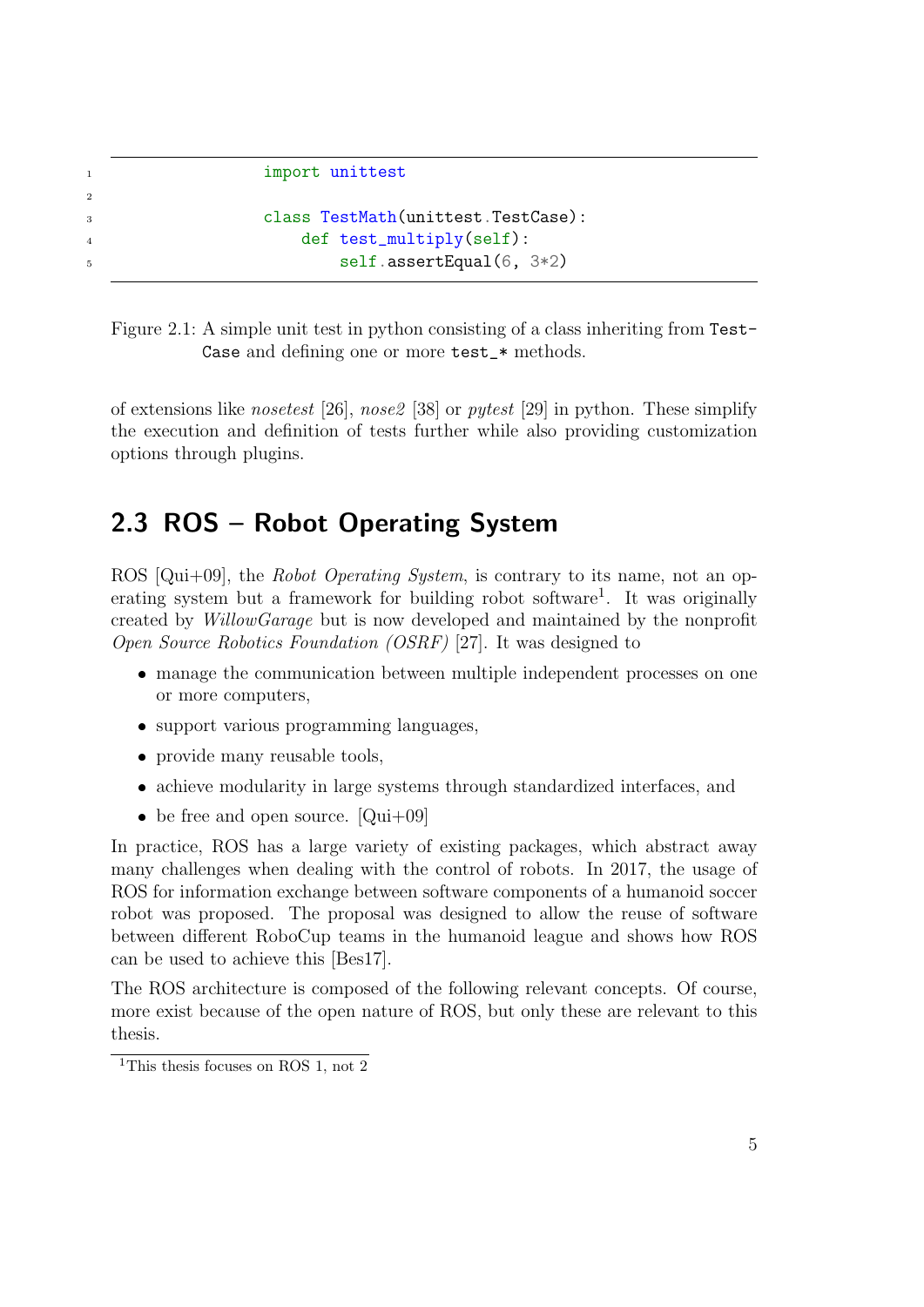```python
import unittest

class TestMath(unittest.TestCase):
    def test_multiply(self):
        self.assertEqual(6, 3*2)
```

Figure 2.1: A simple unit test in python consisting of a class inheriting from `TestCase` and defining one or more `test_*` methods.

of extensions like *nosetest* [26], *nose2* [38] or *pytest* [29] in python. These simplify the execution and definition of tests further while also providing customization options through plugins.

## 2.3 ROS – Robot Operating System

ROS [Qui+09], the *Robot Operating System*, is contrary to its name, not an operating system but a framework for building robot software[1]. It was originally created by *WillowGarage* but is now developed and maintained by the nonprofit *Open Source Robotics Foundation (OSRF)* [27]. It was designed to

- manage the communication between multiple independent processes on one or more computers,
- support various programming languages,
- provide many reusable tools,
- achieve modularity in large systems through standardized interfaces, and
- be free and open source. [Qui+09]

In practice, ROS has a large variety of existing packages, which abstract away many challenges when dealing with the control of robots. In 2017, the usage of ROS for information exchange between software components of a humanoid soccer robot was proposed. The proposal was designed to allow the reuse of software between different RoboCup teams in the humanoid league and shows how ROS can be used to achieve this [Bes17].

The ROS architecture is composed of the following relevant concepts. Of course, more exist because of the open nature of ROS, but only these are relevant to this thesis.

[1] This thesis focuses on ROS 1, not 2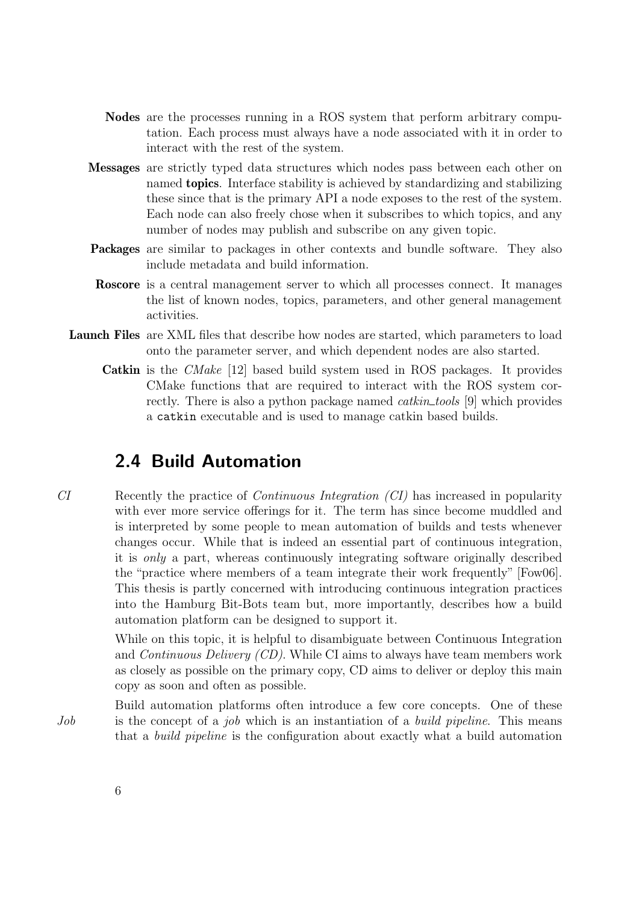**Nodes** are the processes running in a ROS system that perform arbitrary computation. Each process must always have a node associated with it in order to interact with the rest of the system.

**Messages** are strictly typed data structures which nodes pass between each other on named **topics**. Interface stability is achieved by standardizing and stabilizing these since that is the primary API a node exposes to the rest of the system. Each node can also freely chose when it subscribes to which topics, and any number of nodes may publish and subscribe on any given topic.

**Packages** are similar to packages in other contexts and bundle software. They also include metadata and build information.

**Roscore** is a central management server to which all processes connect. It manages the list of known nodes, topics, parameters, and other general management activities.

**Launch Files** are XML files that describe how nodes are started, which parameters to load onto the parameter server, and which dependent nodes are also started.

**Catkin** is the *CMake* [12] based build system used in ROS packages. It provides CMake functions that are required to interact with the ROS system correctly. There is also a python package named *catkin_tools* [9] which provides a `catkin` executable and is used to manage catkin based builds.

## 2.4 Build Automation

*CI*

Recently the practice of *Continuous Integration (CI)* has increased in popularity with ever more service offerings for it. The term has since become muddled and is interpreted by some people to mean automation of builds and tests whenever changes occur. While that is indeed an essential part of continuous integration, it is *only* a part, whereas continuously integrating software originally described the "practice where members of a team integrate their work frequently" [Fow06]. This thesis is partly concerned with introducing continuous integration practices into the Hamburg Bit-Bots team but, more importantly, describes how a build automation platform can be designed to support it.

While on this topic, it is helpful to disambiguate between Continuous Integration and *Continuous Delivery (CD)*. While CI aims to always have team members work as closely as possible on the primary copy, CD aims to deliver or deploy this main copy as soon and often as possible.

*Job*

Build automation platforms often introduce a few core concepts. One of these is the concept of a *job* which is an instantiation of a *build pipeline*. This means that a *build pipeline* is the configuration about exactly what a build automation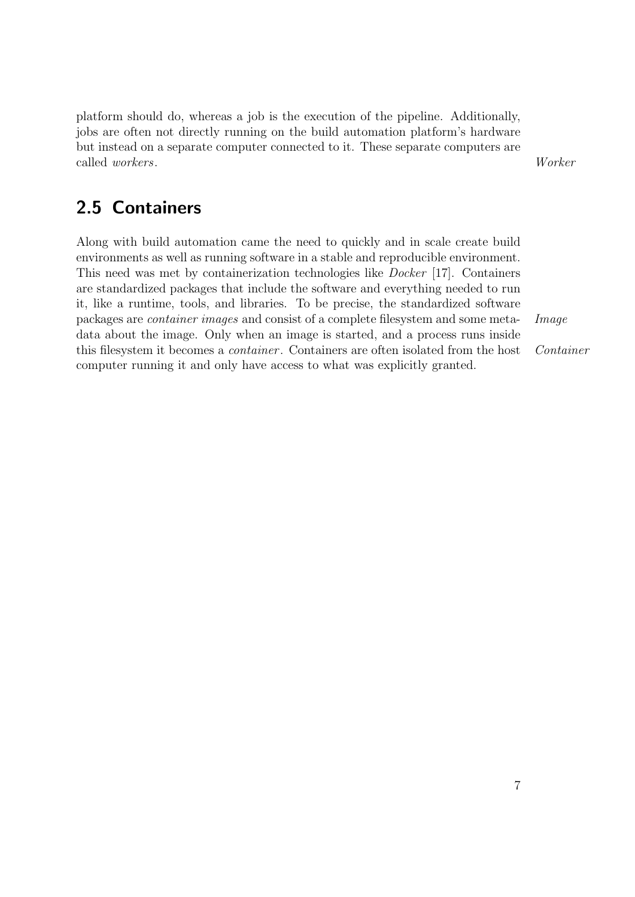platform should do, whereas a job is the execution of the pipeline. Additionally, jobs are often not directly running on the build automation platform's hardware but instead on a separate computer connected to it. These separate computers are called *workers*. *Worker*

## 2.5 Containers

Along with build automation came the need to quickly and in scale create build environments as well as running software in a stable and reproducible environment. This need was met by containerization technologies like *Docker* [17]. Containers are standardized packages that include the software and everything needed to run it, like a runtime, tools, and libraries. To be precise, the standardized software packages are *container images* and consist of a complete filesystem and some metadata about the image. Only when an image is started, and a process runs inside this filesystem it becomes a *container*. Containers are often isolated from the host computer running it and only have access to what was explicitly granted. *Image* *Container*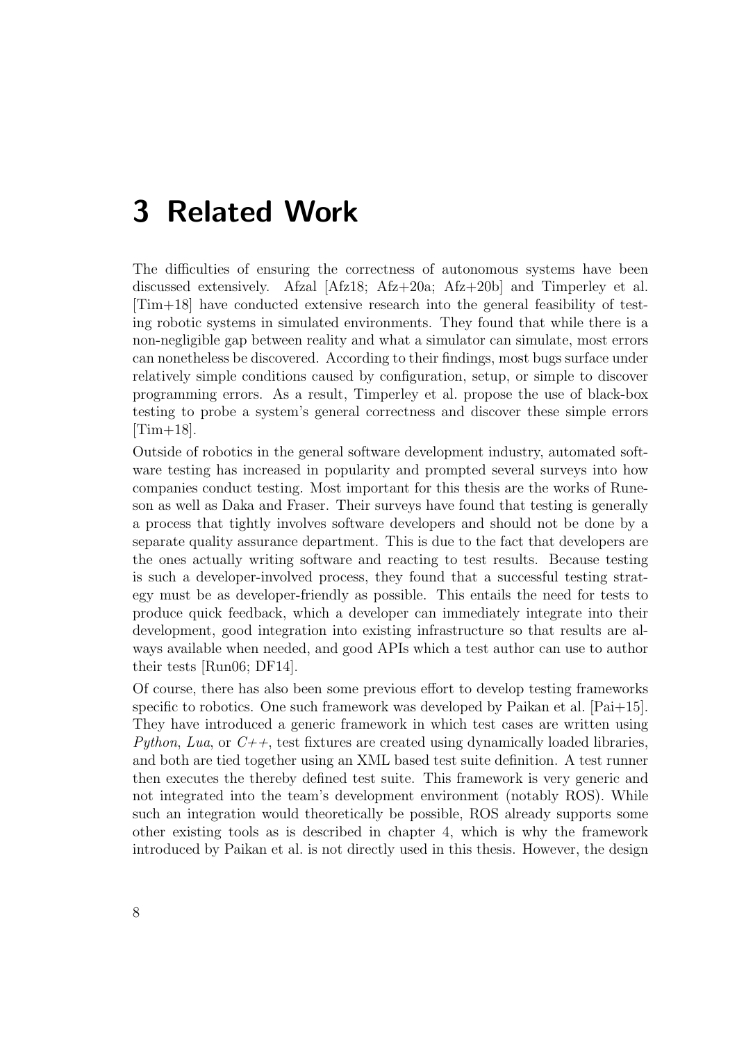# 3 Related Work

The difficulties of ensuring the correctness of autonomous systems have been discussed extensively. Afzal [Afz18; Afz+20a; Afz+20b] and Timperley et al. [Tim+18] have conducted extensive research into the general feasibility of testing robotic systems in simulated environments. They found that while there is a non-negligible gap between reality and what a simulator can simulate, most errors can nonetheless be discovered. According to their findings, most bugs surface under relatively simple conditions caused by configuration, setup, or simple to discover programming errors. As a result, Timperley et al. propose the use of black-box testing to probe a system's general correctness and discover these simple errors [Tim+18].

Outside of robotics in the general software development industry, automated software testing has increased in popularity and prompted several surveys into how companies conduct testing. Most important for this thesis are the works of Runeson as well as Daka and Fraser. Their surveys have found that testing is generally a process that tightly involves software developers and should not be done by a separate quality assurance department. This is due to the fact that developers are the ones actually writing software and reacting to test results. Because testing is such a developer-involved process, they found that a successful testing strategy must be as developer-friendly as possible. This entails the need for tests to produce quick feedback, which a developer can immediately integrate into their development, good integration into existing infrastructure so that results are always available when needed, and good APIs which a test author can use to author their tests [Run06; DF14].

Of course, there has also been some previous effort to develop testing frameworks specific to robotics. One such framework was developed by Paikan et al. [Pai+15]. They have introduced a generic framework in which test cases are written using *Python*, *Lua*, or *C++*, test fixtures are created using dynamically loaded libraries, and both are tied together using an XML based test suite definition. A test runner then executes the thereby defined test suite. This framework is very generic and not integrated into the team's development environment (notably ROS). While such an integration would theoretically be possible, ROS already supports some other existing tools as is described in chapter 4, which is why the framework introduced by Paikan et al. is not directly used in this thesis. However, the design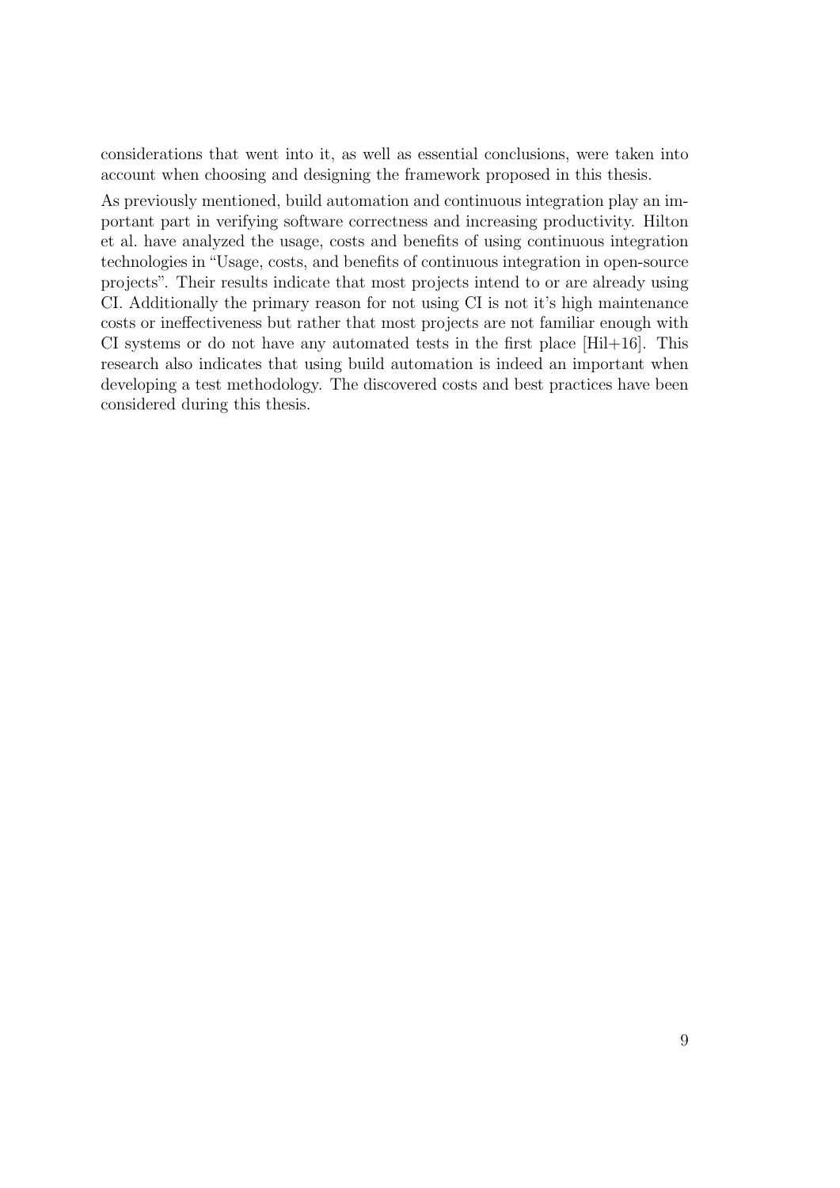considerations that went into it, as well as essential conclusions, were taken into account when choosing and designing the framework proposed in this thesis.

As previously mentioned, build automation and continuous integration play an important part in verifying software correctness and increasing productivity. Hilton et al. have analyzed the usage, costs and benefits of using continuous integration technologies in "Usage, costs, and benefits of continuous integration in open-source projects". Their results indicate that most projects intend to or are already using CI. Additionally the primary reason for not using CI is not it's high maintenance costs or ineffectiveness but rather that most projects are not familiar enough with CI systems or do not have any automated tests in the first place [Hil+16]. This research also indicates that using build automation is indeed an important when developing a test methodology. The discovered costs and best practices have been considered during this thesis.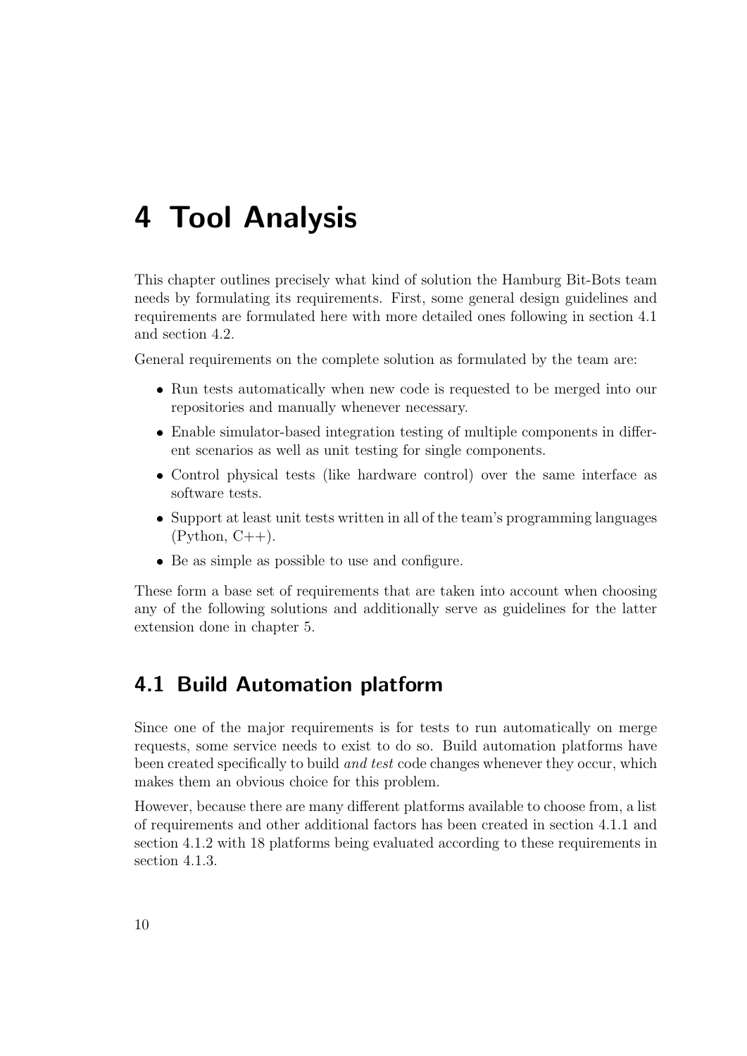# 4 Tool Analysis

This chapter outlines precisely what kind of solution the Hamburg Bit-Bots team needs by formulating its requirements. First, some general design guidelines and requirements are formulated here with more detailed ones following in section 4.1 and section 4.2.

General requirements on the complete solution as formulated by the team are:

- Run tests automatically when new code is requested to be merged into our repositories and manually whenever necessary.
- Enable simulator-based integration testing of multiple components in different scenarios as well as unit testing for single components.
- Control physical tests (like hardware control) over the same interface as software tests.
- Support at least unit tests written in all of the team's programming languages (Python, C++).
- Be as simple as possible to use and configure.

These form a base set of requirements that are taken into account when choosing any of the following solutions and additionally serve as guidelines for the latter extension done in chapter 5.

## 4.1 Build Automation platform

Since one of the major requirements is for tests to run automatically on merge requests, some service needs to exist to do so. Build automation platforms have been created specifically to build *and test* code changes whenever they occur, which makes them an obvious choice for this problem.

However, because there are many different platforms available to choose from, a list of requirements and other additional factors has been created in section 4.1.1 and section 4.1.2 with 18 platforms being evaluated according to these requirements in section 4.1.3.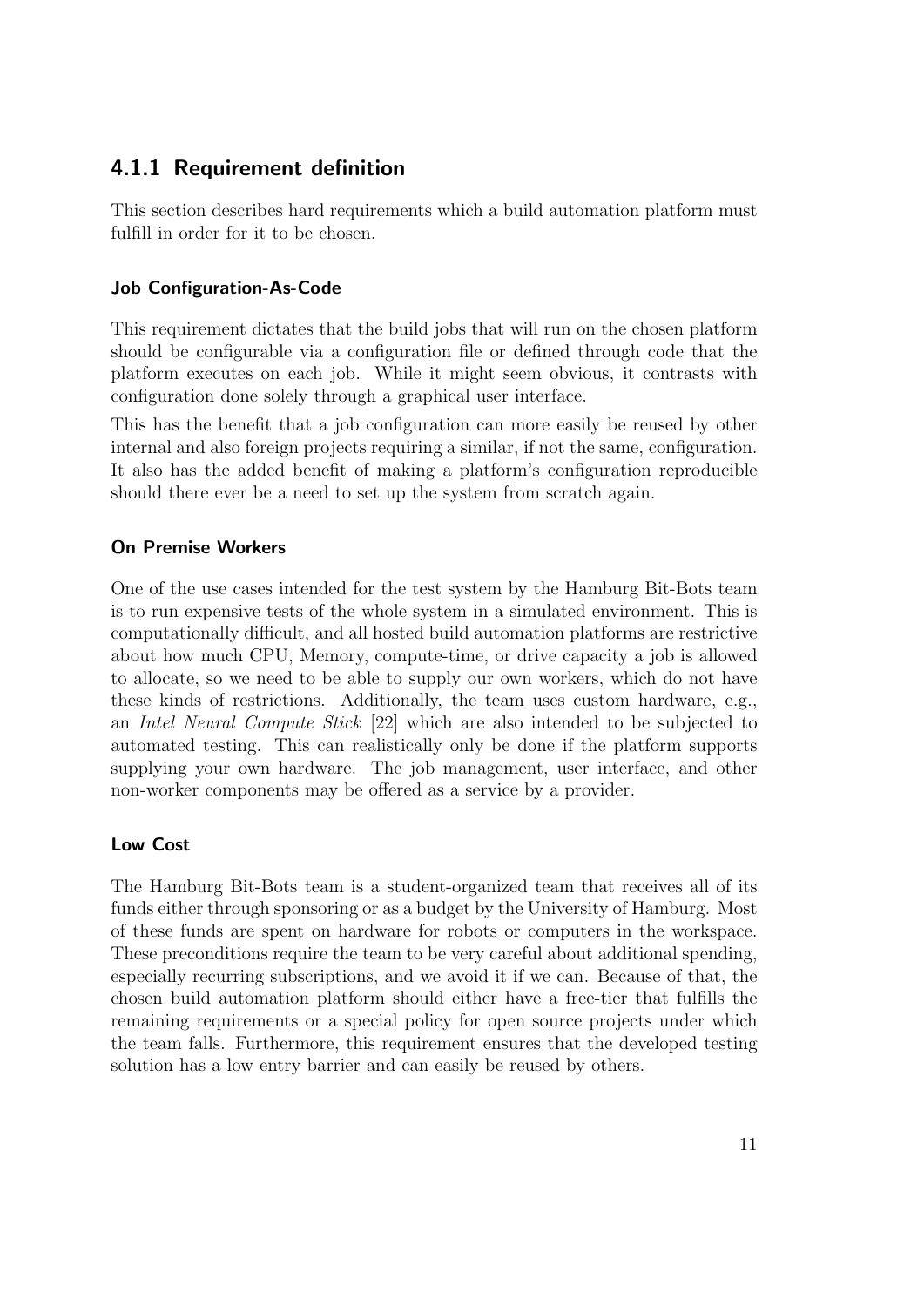### 4.1.1 Requirement definition

This section describes hard requirements which a build automation platform must fulfill in order for it to be chosen.

#### Job Configuration-As-Code

This requirement dictates that the build jobs that will run on the chosen platform should be configurable via a configuration file or defined through code that the platform executes on each job. While it might seem obvious, it contrasts with configuration done solely through a graphical user interface.

This has the benefit that a job configuration can more easily be reused by other internal and also foreign projects requiring a similar, if not the same, configuration. It also has the added benefit of making a platform's configuration reproducible should there ever be a need to set up the system from scratch again.

#### On Premise Workers

One of the use cases intended for the test system by the Hamburg Bit-Bots team is to run expensive tests of the whole system in a simulated environment. This is computationally difficult, and all hosted build automation platforms are restrictive about how much CPU, Memory, compute-time, or drive capacity a job is allowed to allocate, so we need to be able to supply our own workers, which do not have these kinds of restrictions. Additionally, the team uses custom hardware, e.g., an *Intel Neural Compute Stick* [22] which are also intended to be subjected to automated testing. This can realistically only be done if the platform supports supplying your own hardware. The job management, user interface, and other non-worker components may be offered as a service by a provider.

#### Low Cost

The Hamburg Bit-Bots team is a student-organized team that receives all of its funds either through sponsoring or as a budget by the University of Hamburg. Most of these funds are spent on hardware for robots or computers in the workspace. These preconditions require the team to be very careful about additional spending, especially recurring subscriptions, and we avoid it if we can. Because of that, the chosen build automation platform should either have a free-tier that fulfills the remaining requirements or a special policy for open source projects under which the team falls. Furthermore, this requirement ensures that the developed testing solution has a low entry barrier and can easily be reused by others.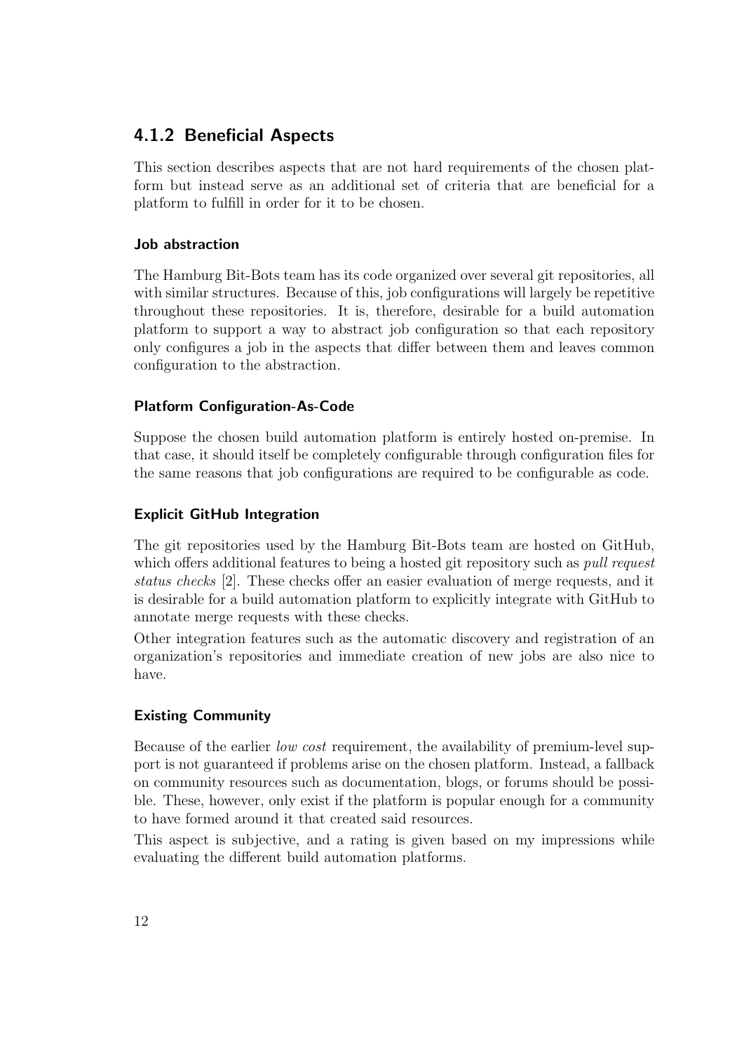### 4.1.2 Beneficial Aspects

This section describes aspects that are not hard requirements of the chosen platform but instead serve as an additional set of criteria that are beneficial for a platform to fulfill in order for it to be chosen.

#### Job abstraction

The Hamburg Bit-Bots team has its code organized over several git repositories, all with similar structures. Because of this, job configurations will largely be repetitive throughout these repositories. It is, therefore, desirable for a build automation platform to support a way to abstract job configuration so that each repository only configures a job in the aspects that differ between them and leaves common configuration to the abstraction.

#### Platform Configuration-As-Code

Suppose the chosen build automation platform is entirely hosted on-premise. In that case, it should itself be completely configurable through configuration files for the same reasons that job configurations are required to be configurable as code.

#### Explicit GitHub Integration

The git repositories used by the Hamburg Bit-Bots team are hosted on GitHub, which offers additional features to being a hosted git repository such as *pull request status checks* [2]. These checks offer an easier evaluation of merge requests, and it is desirable for a build automation platform to explicitly integrate with GitHub to annotate merge requests with these checks.

Other integration features such as the automatic discovery and registration of an organization's repositories and immediate creation of new jobs are also nice to have.

#### Existing Community

Because of the earlier *low cost* requirement, the availability of premium-level support is not guaranteed if problems arise on the chosen platform. Instead, a fallback on community resources such as documentation, blogs, or forums should be possible. These, however, only exist if the platform is popular enough for a community to have formed around it that created said resources.

This aspect is subjective, and a rating is given based on my impressions while evaluating the different build automation platforms.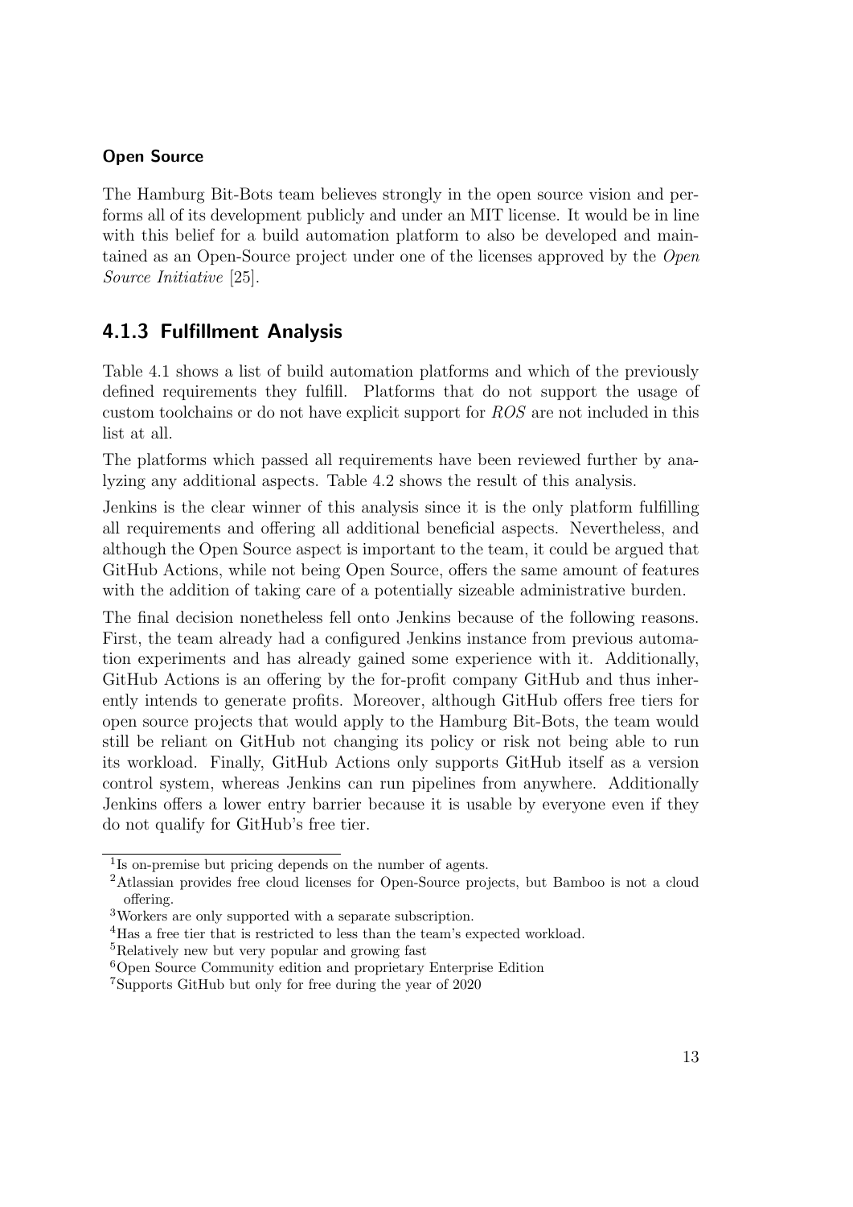#### Open Source

The Hamburg Bit-Bots team believes strongly in the open source vision and performs all of its development publicly and under an MIT license. It would be in line with this belief for a build automation platform to also be developed and maintained as an Open-Source project under one of the licenses approved by the *Open Source Initiative* [25].

### 4.1.3 Fulfillment Analysis

Table 4.1 shows a list of build automation platforms and which of the previously defined requirements they fulfill. Platforms that do not support the usage of custom toolchains or do not have explicit support for *ROS* are not included in this list at all.

The platforms which passed all requirements have been reviewed further by analyzing any additional aspects. Table 4.2 shows the result of this analysis.

Jenkins is the clear winner of this analysis since it is the only platform fulfilling all requirements and offering all additional beneficial aspects. Nevertheless, and although the Open Source aspect is important to the team, it could be argued that GitHub Actions, while not being Open Source, offers the same amount of features with the addition of taking care of a potentially sizeable administrative burden.

The final decision nonetheless fell onto Jenkins because of the following reasons. First, the team already had a configured Jenkins instance from previous automation experiments and has already gained some experience with it. Additionally, GitHub Actions is an offering by the for-profit company GitHub and thus inherently intends to generate profits. Moreover, although GitHub offers free tiers for open source projects that would apply to the Hamburg Bit-Bots, the team would still be reliant on GitHub not changing its policy or risk not being able to run its workload. Finally, GitHub Actions only supports GitHub itself as a version control system, whereas Jenkins can run pipelines from anywhere. Additionally Jenkins offers a lower entry barrier because it is usable by everyone even if they do not qualify for GitHub's free tier.

---

[1] Is on-premise but pricing depends on the number of agents.

[2] Atlassian provides free cloud licenses for Open-Source projects, but Bamboo is not a cloud offering.

[3] Workers are only supported with a separate subscription.

[4] Has a free tier that is restricted to less than the team's expected workload.

[5] Relatively new but very popular and growing fast

[6] Open Source Community edition and proprietary Enterprise Edition

[7] Supports GitHub but only for free during the year of 2020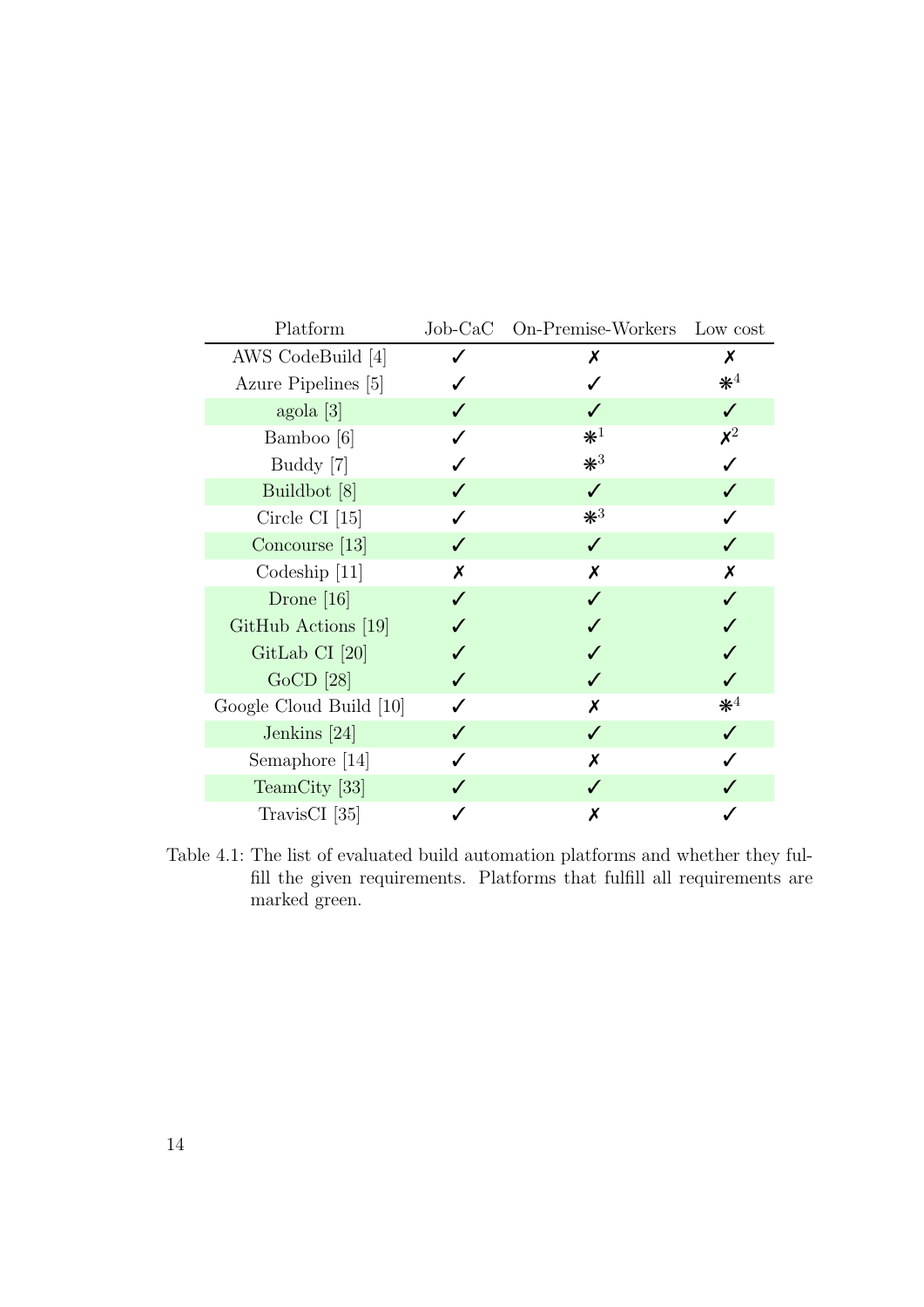| Platform | Job-CaC | On-Premise-Workers | Low cost |
|---|---|---|---|
| AWS CodeBuild [4] | ✓ | ✗ | ✗ |
| Azure Pipelines [5] | ✓ | ✓ | ❋[4] |
| agola [3] | ✓ | ✓ | ✓ |
| Bamboo [6] | ✓ | ❋[1] | ✗[2] |
| Buddy [7] | ✓ | ❋[3] | ✓ |
| Buildbot [8] | ✓ | ✓ | ✓ |
| Circle CI [15] | ✓ | ❋[3] | ✓ |
| Concourse [13] | ✓ | ✓ | ✓ |
| Codeship [11] | ✗ | ✗ | ✗ |
| Drone [16] | ✓ | ✓ | ✓ |
| GitHub Actions [19] | ✓ | ✓ | ✓ |
| GitLab CI [20] | ✓ | ✓ | ✓ |
| GoCD [28] | ✓ | ✓ | ✓ |
| Google Cloud Build [10] | ✓ | ✗ | ❋[4] |
| Jenkins [24] | ✓ | ✓ | ✓ |
| Semaphore [14] | ✓ | ✗ | ✓ |
| TeamCity [33] | ✓ | ✓ | ✓ |
| TravisCI [35] | ✓ | ✗ | ✓ |

Table 4.1: The list of evaluated build automation platforms and whether they fulfill the given requirements. Platforms that fulfill all requirements are marked green.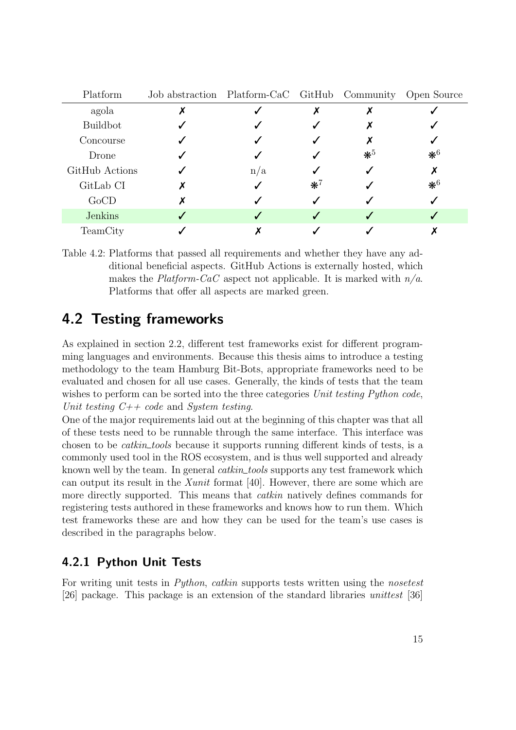| Platform | Job abstraction | Platform-CaC | GitHub | Community | Open Source |
|---|---|---|---|---|---|
| agola | ✗ | ✓ | ✗ | ✗ | ✓ |
| Buildbot | ✓ | ✓ | ✓ | ✗ | ✓ |
| Concourse | ✓ | ✓ | ✓ | ✗ | ✓ |
| Drone | ✓ | ✓ | ✓ | ❋[5] | ❋[6] |
| GitHub Actions | ✓ | n/a | ✓ | ✓ | ✗ |
| GitLab CI | ✗ | ✓ | ❋[7] | ✓ | ❋[6] |
| GoCD | ✗ | ✓ | ✓ | ✓ | ✓ |
| Jenkins | ✓ | ✓ | ✓ | ✓ | ✓ |
| TeamCity | ✓ | ✗ | ✓ | ✓ | ✗ |

Table 4.2: Platforms that passed all requirements and whether they have any additional beneficial aspects. GitHub Actions is externally hosted, which makes the *Platform-CaC* aspect not applicable. It is marked with *n/a*. Platforms that offer all aspects are marked green.

## 4.2 Testing frameworks

As explained in section 2.2, different test frameworks exist for different programming languages and environments. Because this thesis aims to introduce a testing methodology to the team Hamburg Bit-Bots, appropriate frameworks need to be evaluated and chosen for all use cases. Generally, the kinds of tests that the team wishes to perform can be sorted into the three categories *Unit testing Python code*, *Unit testing C++ code* and *System testing*.
One of the major requirements laid out at the beginning of this chapter was that all of these tests need to be runnable through the same interface. This interface was chosen to be *catkin_tools* because it supports running different kinds of tests, is a commonly used tool in the ROS ecosystem, and is thus well supported and already known well by the team. In general *catkin_tools* supports any test framework which can output its result in the *Xunit* format [40]. However, there are some which are more directly supported. This means that *catkin* natively defines commands for registering tests authored in these frameworks and knows how to run them. Which test frameworks these are and how they can be used for the team's use cases is described in the paragraphs below.

### 4.2.1 Python Unit Tests

For writing unit tests in *Python*, *catkin* supports tests written using the *nosetest* [26] package. This package is an extension of the standard libraries *unittest* [36]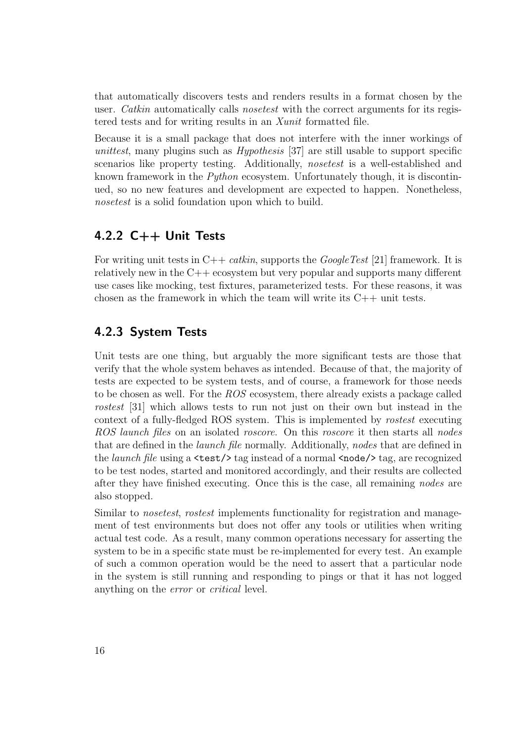that automatically discovers tests and renders results in a format chosen by the user. *Catkin* automatically calls *nosetest* with the correct arguments for its registered tests and for writing results in an *Xunit* formatted file.

Because it is a small package that does not interfere with the inner workings of *unittest*, many plugins such as *Hypothesis* [37] are still usable to support specific scenarios like property testing. Additionally, *nosetest* is a well-established and known framework in the *Python* ecosystem. Unfortunately though, it is discontinued, so no new features and development are expected to happen. Nonetheless, *nosetest* is a solid foundation upon which to build.

### 4.2.2 C++ Unit Tests

For writing unit tests in C++ *catkin*, supports the *GoogleTest* [21] framework. It is relatively new in the C++ ecosystem but very popular and supports many different use cases like mocking, test fixtures, parameterized tests. For these reasons, it was chosen as the framework in which the team will write its C++ unit tests.

### 4.2.3 System Tests

Unit tests are one thing, but arguably the more significant tests are those that verify that the whole system behaves as intended. Because of that, the majority of tests are expected to be system tests, and of course, a framework for those needs to be chosen as well. For the *ROS* ecosystem, there already exists a package called *rostest* [31] which allows tests to run not just on their own but instead in the context of a fully-fledged ROS system. This is implemented by *rostest* executing *ROS launch files* on an isolated *roscore*. On this *roscore* it then starts all *nodes* that are defined in the *launch file* normally. Additionally, *nodes* that are defined in the *launch file* using a `<test/>` tag instead of a normal `<node/>` tag, are recognized to be test nodes, started and monitored accordingly, and their results are collected after they have finished executing. Once this is the case, all remaining *nodes* are also stopped.

Similar to *nosetest*, *rostest* implements functionality for registration and management of test environments but does not offer any tools or utilities when writing actual test code. As a result, many common operations necessary for asserting the system to be in a specific state must be re-implemented for every test. An example of such a common operation would be the need to assert that a particular node in the system is still running and responding to pings or that it has not logged anything on the *error* or *critical* level.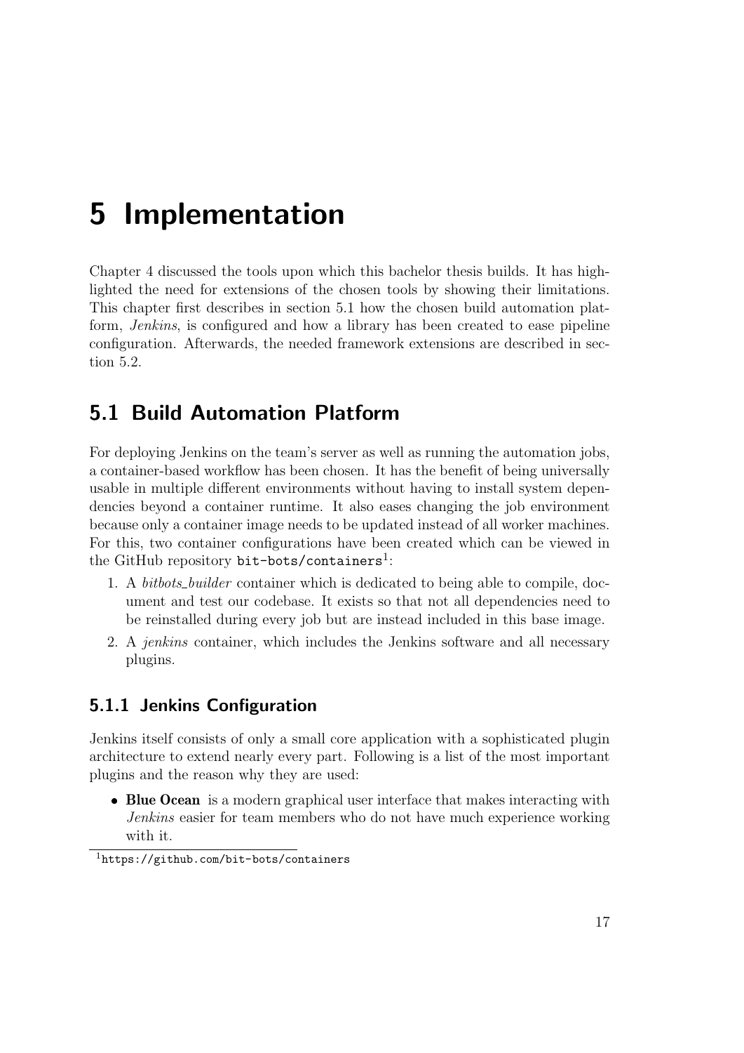# 5 Implementation

Chapter 4 discussed the tools upon which this bachelor thesis builds. It has highlighted the need for extensions of the chosen tools by showing their limitations. This chapter first describes in section 5.1 how the chosen build automation platform, *Jenkins*, is configured and how a library has been created to ease pipeline configuration. Afterwards, the needed framework extensions are described in section 5.2.

## 5.1 Build Automation Platform

For deploying Jenkins on the team's server as well as running the automation jobs, a container-based workflow has been chosen. It has the benefit of being universally usable in multiple different environments without having to install system dependencies beyond a container runtime. It also eases changing the job environment because only a container image needs to be updated instead of all worker machines. For this, two container configurations have been created which can be viewed in the GitHub repository `bit-bots/containers`[1]:

1. A *bitbots_builder* container which is dedicated to being able to compile, document and test our codebase. It exists so that not all dependencies need to be reinstalled during every job but are instead included in this base image.
2. A *jenkins* container, which includes the Jenkins software and all necessary plugins.

### 5.1.1 Jenkins Configuration

Jenkins itself consists of only a small core application with a sophisticated plugin architecture to extend nearly every part. Following is a list of the most important plugins and the reason why they are used:

- **Blue Ocean** is a modern graphical user interface that makes interacting with *Jenkins* easier for team members who do not have much experience working with it.

[1] `https://github.com/bit-bots/containers`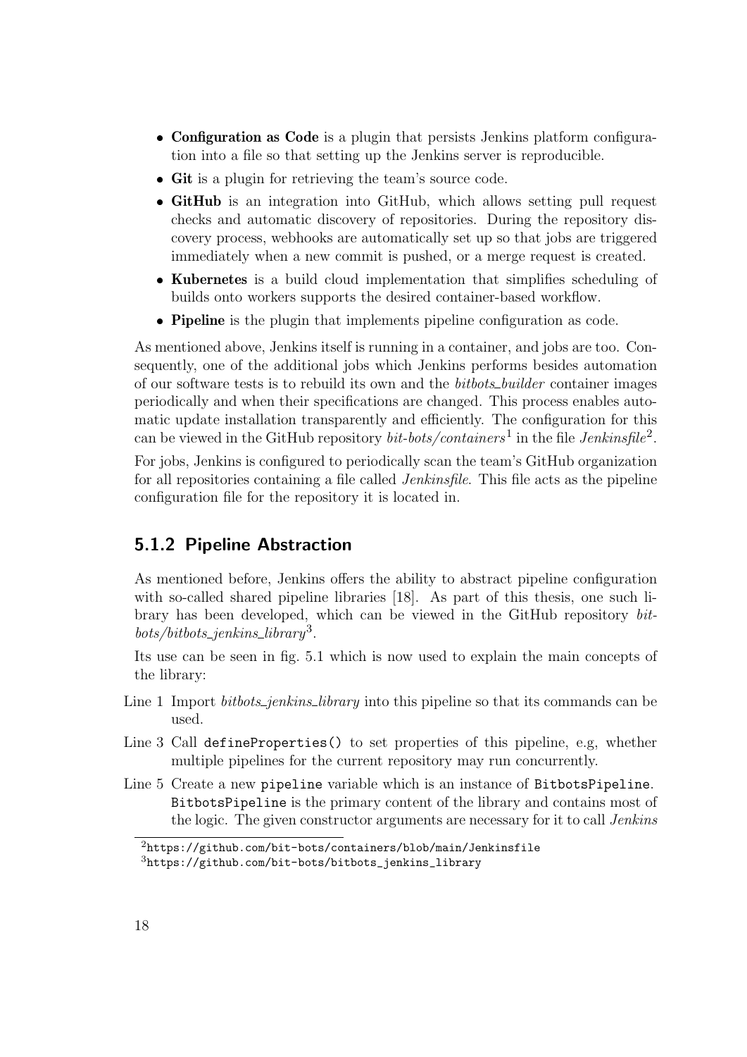- **Configuration as Code** is a plugin that persists Jenkins platform configuration into a file so that setting up the Jenkins server is reproducible.
- **Git** is a plugin for retrieving the team's source code.
- **GitHub** is an integration into GitHub, which allows setting pull request checks and automatic discovery of repositories. During the repository discovery process, webhooks are automatically set up so that jobs are triggered immediately when a new commit is pushed, or a merge request is created.
- **Kubernetes** is a build cloud implementation that simplifies scheduling of builds onto workers supports the desired container-based workflow.
- **Pipeline** is the plugin that implements pipeline configuration as code.

As mentioned above, Jenkins itself is running in a container, and jobs are too. Consequently, one of the additional jobs which Jenkins performs besides automation of our software tests is to rebuild its own and the *bitbots_builder* container images periodically and when their specifications are changed. This process enables automatic update installation transparently and efficiently. The configuration for this can be viewed in the GitHub repository *bit-bots/containers*[1] in the file *Jenkinsfile*[2].

For jobs, Jenkins is configured to periodically scan the team's GitHub organization for all repositories containing a file called *Jenkinsfile*. This file acts as the pipeline configuration file for the repository it is located in.

### 5.1.2 Pipeline Abstraction

As mentioned before, Jenkins offers the ability to abstract pipeline configuration with so-called shared pipeline libraries [18]. As part of this thesis, one such library has been developed, which can be viewed in the GitHub repository *bit-bots/bitbots_jenkins_library*[3].

Its use can be seen in fig. 5.1 which is now used to explain the main concepts of the library:

Line 1 Import *bitbots_jenkins_library* into this pipeline so that its commands can be used.

Line 3 Call `defineProperties()` to set properties of this pipeline, e.g, whether multiple pipelines for the current repository may run concurrently.

Line 5 Create a new `pipeline` variable which is an instance of `BitbotsPipeline`. `BitbotsPipeline` is the primary content of the library and contains most of the logic. The given constructor arguments are necessary for it to call *Jenkins*

[2] https://github.com/bit-bots/containers/blob/main/Jenkinsfile

[3] https://github.com/bit-bots/bitbots_jenkins_library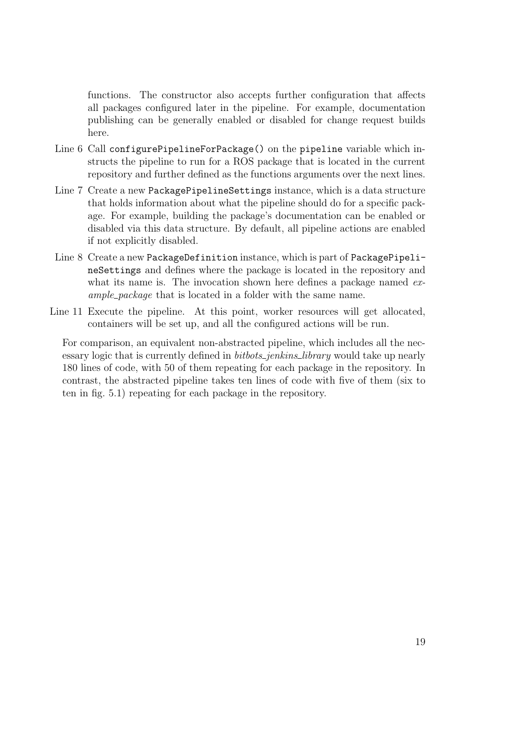functions. The constructor also accepts further configuration that affects all packages configured later in the pipeline. For example, documentation publishing can be generally enabled or disabled for change request builds here.

Line 6 Call `configurePipelineForPackage()` on the `pipeline` variable which instructs the pipeline to run for a ROS package that is located in the current repository and further defined as the functions arguments over the next lines.

Line 7 Create a new `PackagePipelineSettings` instance, which is a data structure that holds information about what the pipeline should do for a specific package. For example, building the package's documentation can be enabled or disabled via this data structure. By default, all pipeline actions are enabled if not explicitly disabled.

Line 8 Create a new `PackageDefinition` instance, which is part of `PackagePipelineSettings` and defines where the package is located in the repository and what its name is. The invocation shown here defines a package named *example_package* that is located in a folder with the same name.

Line 11 Execute the pipeline. At this point, worker resources will get allocated, containers will be set up, and all the configured actions will be run.

For comparison, an equivalent non-abstracted pipeline, which includes all the necessary logic that is currently defined in *bitbots_jenkins_library* would take up nearly 180 lines of code, with 50 of them repeating for each package in the repository. In contrast, the abstracted pipeline takes ten lines of code with five of them (six to ten in fig. 5.1) repeating for each package in the repository.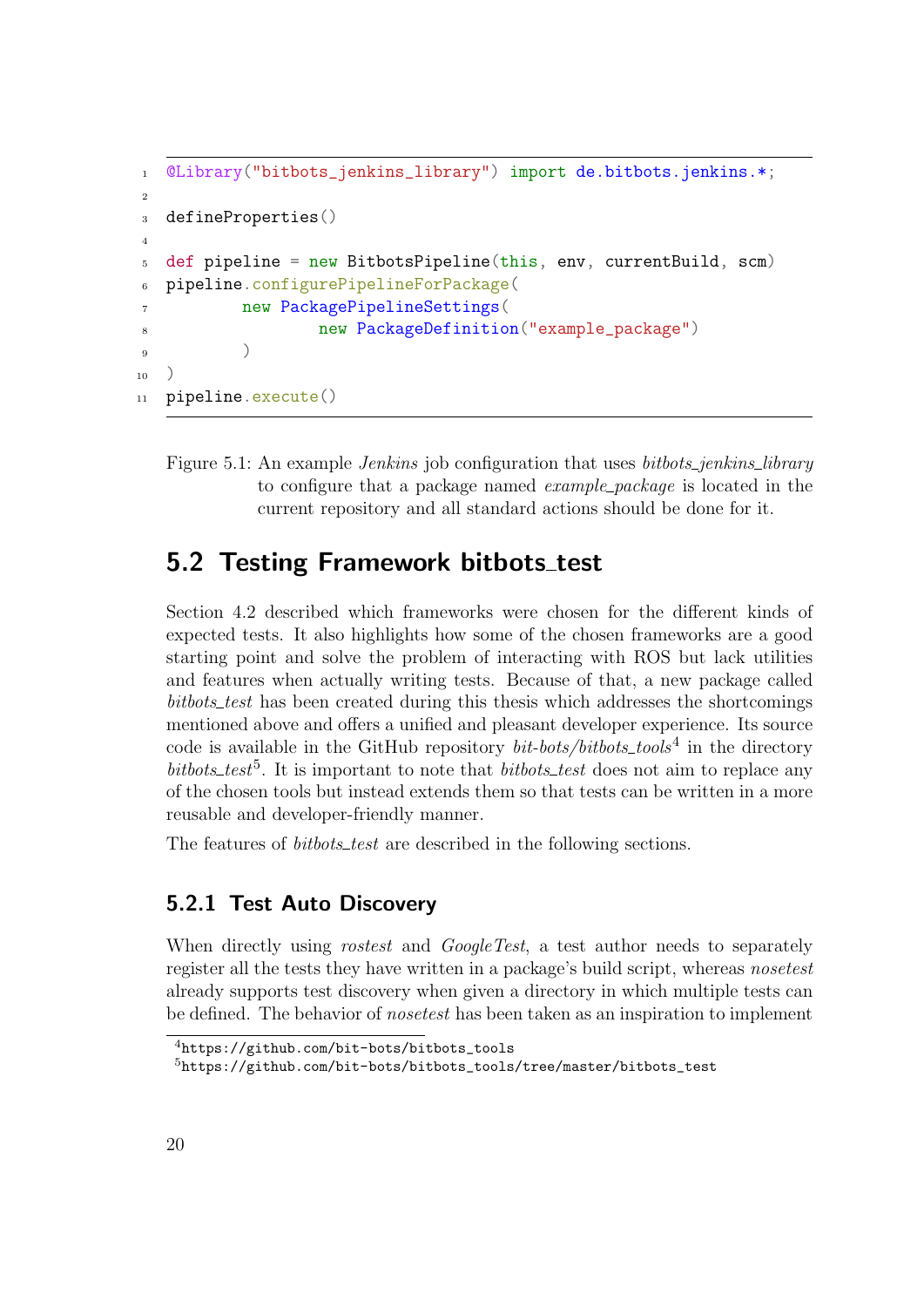```
@Library("bitbots_jenkins_library") import de.bitbots.jenkins.*;

defineProperties()

def pipeline = new BitbotsPipeline(this, env, currentBuild, scm)
pipeline.configurePipelineForPackage(
        new PackagePipelineSettings(
                new PackageDefinition("example_package")
        )
)
pipeline.execute()
```

Figure 5.1: An example *Jenkins* job configuration that uses *bitbots_jenkins_library* to configure that a package named *example_package* is located in the current repository and all standard actions should be done for it.

## 5.2 Testing Framework bitbots_test

Section 4.2 described which frameworks were chosen for the different kinds of expected tests. It also highlights how some of the chosen frameworks are a good starting point and solve the problem of interacting with ROS but lack utilities and features when actually writing tests. Because of that, a new package called *bitbots_test* has been created during this thesis which addresses the shortcomings mentioned above and offers a unified and pleasant developer experience. Its source code is available in the GitHub repository *bit-bots/bitbots_tools*[4] in the directory *bitbots_test*[5]. It is important to note that *bitbots_test* does not aim to replace any of the chosen tools but instead extends them so that tests can be written in a more reusable and developer-friendly manner.

The features of *bitbots_test* are described in the following sections.

### 5.2.1 Test Auto Discovery

When directly using *rostest* and *GoogleTest*, a test author needs to separately register all the tests they have written in a package's build script, whereas *nosetest* already supports test discovery when given a directory in which multiple tests can be defined. The behavior of *nosetest* has been taken as an inspiration to implement

[4] https://github.com/bit-bots/bitbots_tools

[5] https://github.com/bit-bots/bitbots_tools/tree/master/bitbots_test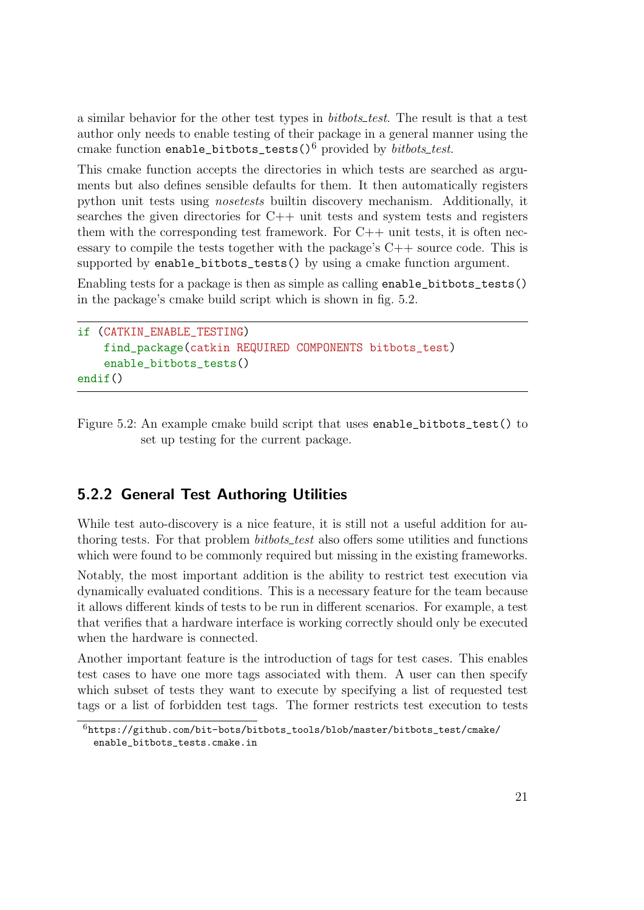a similar behavior for the other test types in *bitbots_test*. The result is that a test author only needs to enable testing of their package in a general manner using the cmake function `enable_bitbots_tests()`[6] provided by *bitbots_test*.

This cmake function accepts the directories in which tests are searched as arguments but also defines sensible defaults for them. It then automatically registers python unit tests using *nosetests* builtin discovery mechanism. Additionally, it searches the given directories for C++ unit tests and system tests and registers them with the corresponding test framework. For C++ unit tests, it is often necessary to compile the tests together with the package's C++ source code. This is supported by `enable_bitbots_tests()` by using a cmake function argument.

Enabling tests for a package is then as simple as calling `enable_bitbots_tests()` in the package's cmake build script which is shown in fig. 5.2.

```
if (CATKIN_ENABLE_TESTING)
    find_package(catkin REQUIRED COMPONENTS bitbots_test)
    enable_bitbots_tests()
endif()
```

Figure 5.2: An example cmake build script that uses `enable_bitbots_test()` to set up testing for the current package.

### 5.2.2 General Test Authoring Utilities

While test auto-discovery is a nice feature, it is still not a useful addition for authoring tests. For that problem *bitbots_test* also offers some utilities and functions which were found to be commonly required but missing in the existing frameworks.

Notably, the most important addition is the ability to restrict test execution via dynamically evaluated conditions. This is a necessary feature for the team because it allows different kinds of tests to be run in different scenarios. For example, a test that verifies that a hardware interface is working correctly should only be executed when the hardware is connected.

Another important feature is the introduction of tags for test cases. This enables test cases to have one more tags associated with them. A user can then specify which subset of tests they want to execute by specifying a list of requested test tags or a list of forbidden test tags. The former restricts test execution to tests

[6] https://github.com/bit-bots/bitbots_tools/blob/master/bitbots_test/cmake/enable_bitbots_tests.cmake.in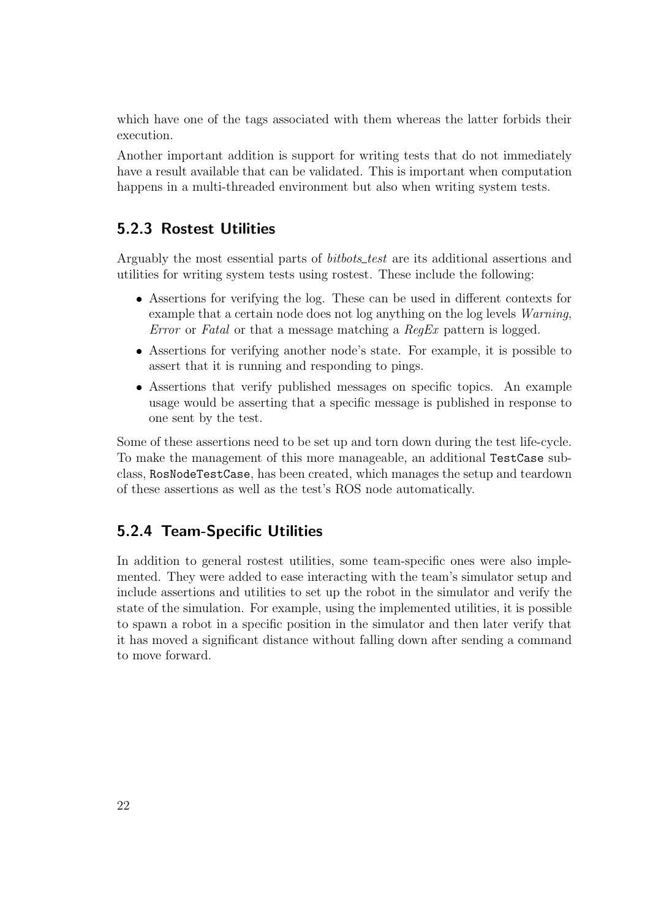which have one of the tags associated with them whereas the latter forbids their execution.

Another important addition is support for writing tests that do not immediately have a result available that can be validated. This is important when computation happens in a multi-threaded environment but also when writing system tests.

### 5.2.3 Rostest Utilities

Arguably the most essential parts of *bitbots_test* are its additional assertions and utilities for writing system tests using rostest. These include the following:

- Assertions for verifying the log. These can be used in different contexts for example that a certain node does not log anything on the log levels *Warning*, *Error* or *Fatal* or that a message matching a *RegEx* pattern is logged.
- Assertions for verifying another node's state. For example, it is possible to assert that it is running and responding to pings.
- Assertions that verify published messages on specific topics. An example usage would be asserting that a specific message is published in response to one sent by the test.

Some of these assertions need to be set up and torn down during the test life-cycle. To make the management of this more manageable, an additional `TestCase` subclass, `RosNodeTestCase`, has been created, which manages the setup and teardown of these assertions as well as the test's ROS node automatically.

### 5.2.4 Team-Specific Utilities

In addition to general rostest utilities, some team-specific ones were also implemented. They were added to ease interacting with the team's simulator setup and include assertions and utilities to set up the robot in the simulator and verify the state of the simulation. For example, using the implemented utilities, it is possible to spawn a robot in a specific position in the simulator and then later verify that it has moved a significant distance without falling down after sending a command to move forward.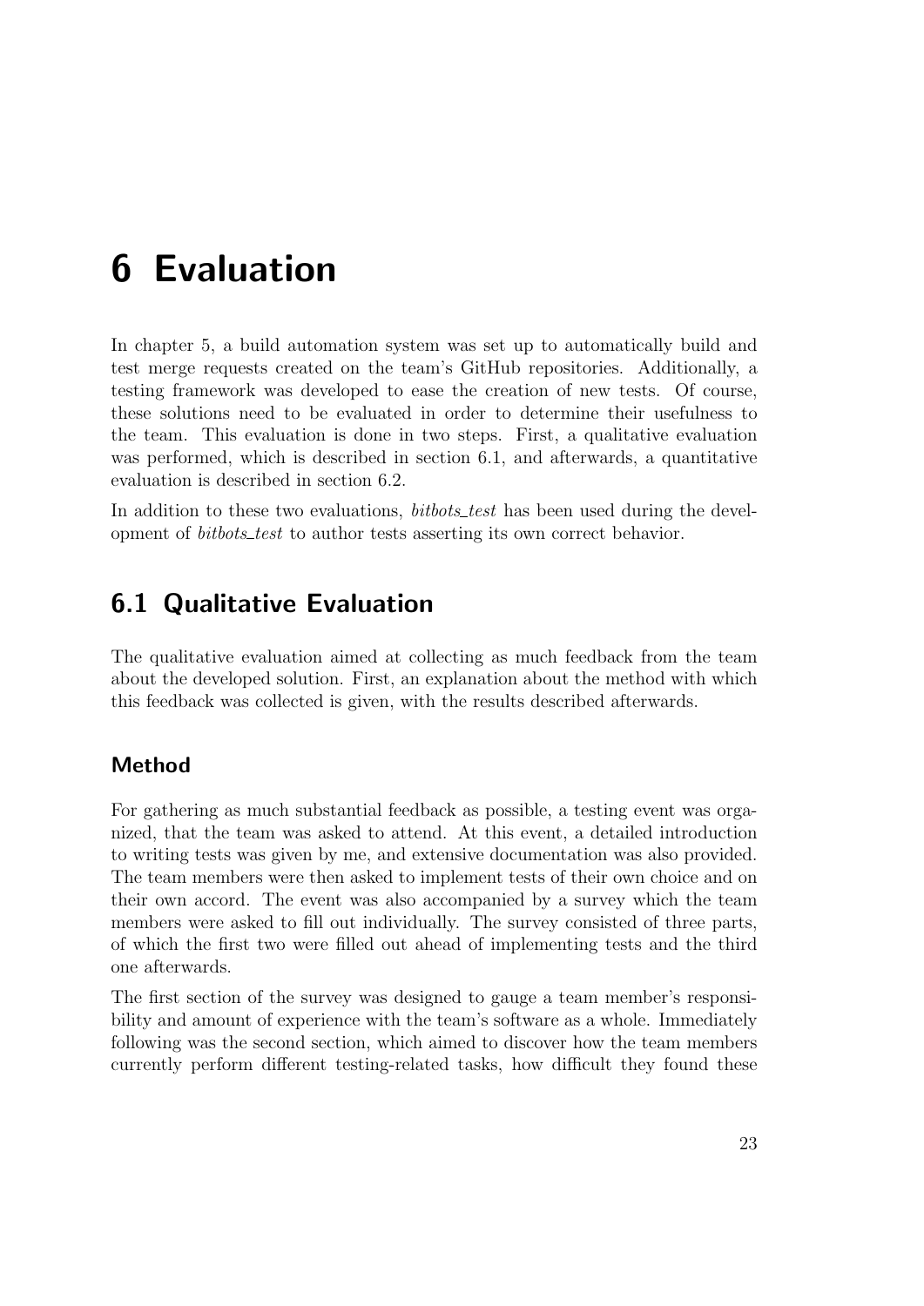# 6 Evaluation

In chapter 5, a build automation system was set up to automatically build and test merge requests created on the team's GitHub repositories. Additionally, a testing framework was developed to ease the creation of new tests. Of course, these solutions need to be evaluated in order to determine their usefulness to the team. This evaluation is done in two steps. First, a qualitative evaluation was performed, which is described in section 6.1, and afterwards, a quantitative evaluation is described in section 6.2.

In addition to these two evaluations, *bitbots_test* has been used during the development of *bitbots_test* to author tests asserting its own correct behavior.

## 6.1 Qualitative Evaluation

The qualitative evaluation aimed at collecting as much feedback from the team about the developed solution. First, an explanation about the method with which this feedback was collected is given, with the results described afterwards.

### Method

For gathering as much substantial feedback as possible, a testing event was organized, that the team was asked to attend. At this event, a detailed introduction to writing tests was given by me, and extensive documentation was also provided. The team members were then asked to implement tests of their own choice and on their own accord. The event was also accompanied by a survey which the team members were asked to fill out individually. The survey consisted of three parts, of which the first two were filled out ahead of implementing tests and the third one afterwards.

The first section of the survey was designed to gauge a team member's responsibility and amount of experience with the team's software as a whole. Immediately following was the second section, which aimed to discover how the team members currently perform different testing-related tasks, how difficult they found these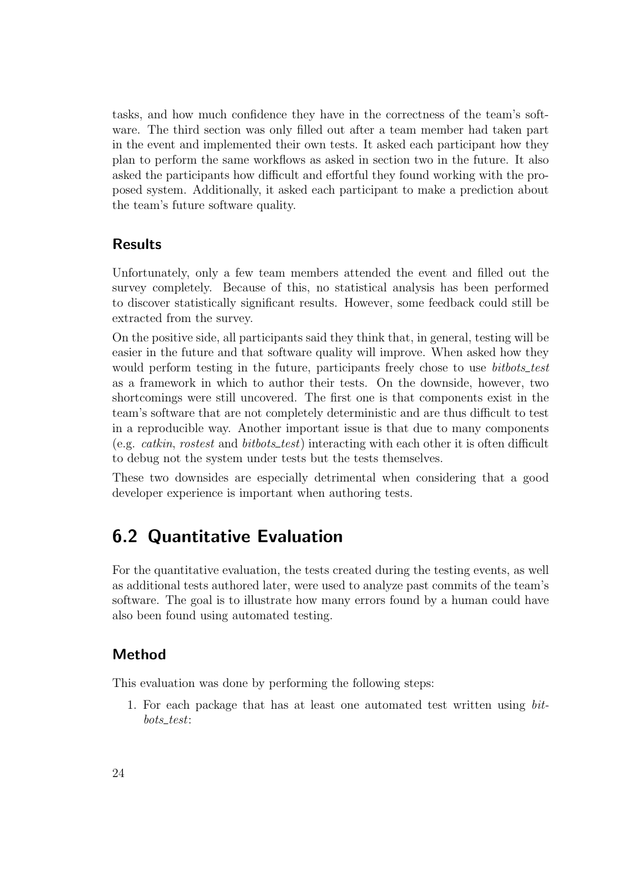tasks, and how much confidence they have in the correctness of the team's software. The third section was only filled out after a team member had taken part in the event and implemented their own tests. It asked each participant how they plan to perform the same workflows as asked in section two in the future. It also asked the participants how difficult and effortful they found working with the proposed system. Additionally, it asked each participant to make a prediction about the team's future software quality.

### Results

Unfortunately, only a few team members attended the event and filled out the survey completely. Because of this, no statistical analysis has been performed to discover statistically significant results. However, some feedback could still be extracted from the survey.

On the positive side, all participants said they think that, in general, testing will be easier in the future and that software quality will improve. When asked how they would perform testing in the future, participants freely chose to use *bitbots_test* as a framework in which to author their tests. On the downside, however, two shortcomings were still uncovered. The first one is that components exist in the team's software that are not completely deterministic and are thus difficult to test in a reproducible way. Another important issue is that due to many components (e.g. *catkin*, *rostest* and *bitbots_test*) interacting with each other it is often difficult to debug not the system under tests but the tests themselves.

These two downsides are especially detrimental when considering that a good developer experience is important when authoring tests.

## 6.2 Quantitative Evaluation

For the quantitative evaluation, the tests created during the testing events, as well as additional tests authored later, were used to analyze past commits of the team's software. The goal is to illustrate how many errors found by a human could have also been found using automated testing.

### Method

This evaluation was done by performing the following steps:

1. For each package that has at least one automated test written using *bitbots_test*: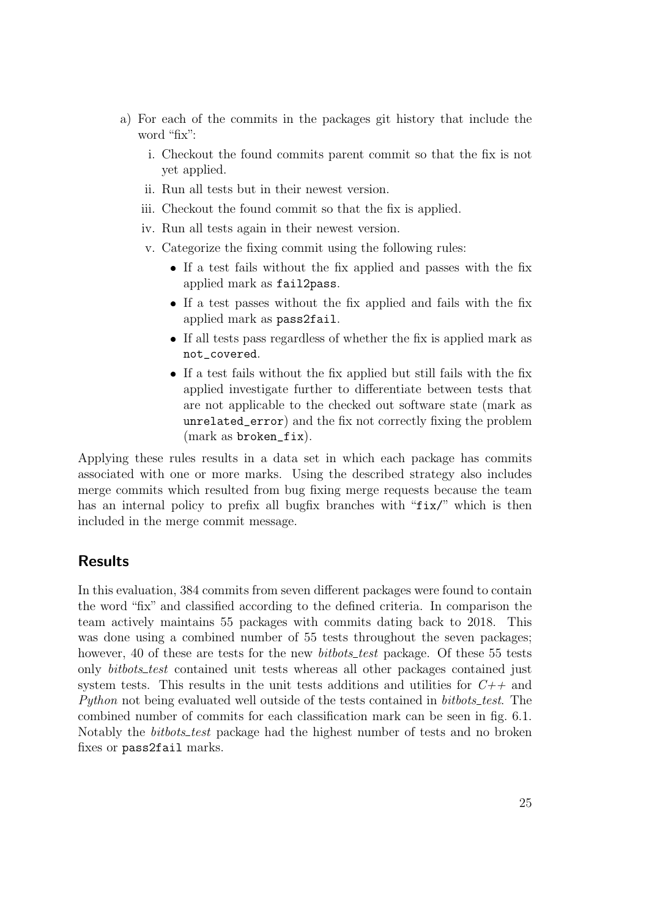a) For each of the commits in the packages git history that include the word "fix":

   i. Checkout the found commits parent commit so that the fix is not yet applied.
   ii. Run all tests but in their newest version.
   iii. Checkout the found commit so that the fix is applied.
   iv. Run all tests again in their newest version.
   v. Categorize the fixing commit using the following rules:
      - If a test fails without the fix applied and passes with the fix applied mark as `fail2pass`.
      - If a test passes without the fix applied and fails with the fix applied mark as `pass2fail`.
      - If all tests pass regardless of whether the fix is applied mark as `not_covered`.
      - If a test fails without the fix applied but still fails with the fix applied investigate further to differentiate between tests that are not applicable to the checked out software state (mark as `unrelated_error`) and the fix not correctly fixing the problem (mark as `broken_fix`).

Applying these rules results in a data set in which each package has commits associated with one or more marks. Using the described strategy also includes merge commits which resulted from bug fixing merge requests because the team has an internal policy to prefix all bugfix branches with "`fix/`" which is then included in the merge commit message.

## Results

In this evaluation, 384 commits from seven different packages were found to contain the word "fix" and classified according to the defined criteria. In comparison the team actively maintains 55 packages with commits dating back to 2018. This was done using a combined number of 55 tests throughout the seven packages; however, 40 of these are tests for the new *bitbots_test* package. Of these 55 tests only *bitbots_test* contained unit tests whereas all other packages contained just system tests. This results in the unit tests additions and utilities for *C++* and *Python* not being evaluated well outside of the tests contained in *bitbots_test*. The combined number of commits for each classification mark can be seen in fig. 6.1. Notably the *bitbots_test* package had the highest number of tests and no broken fixes or `pass2fail` marks.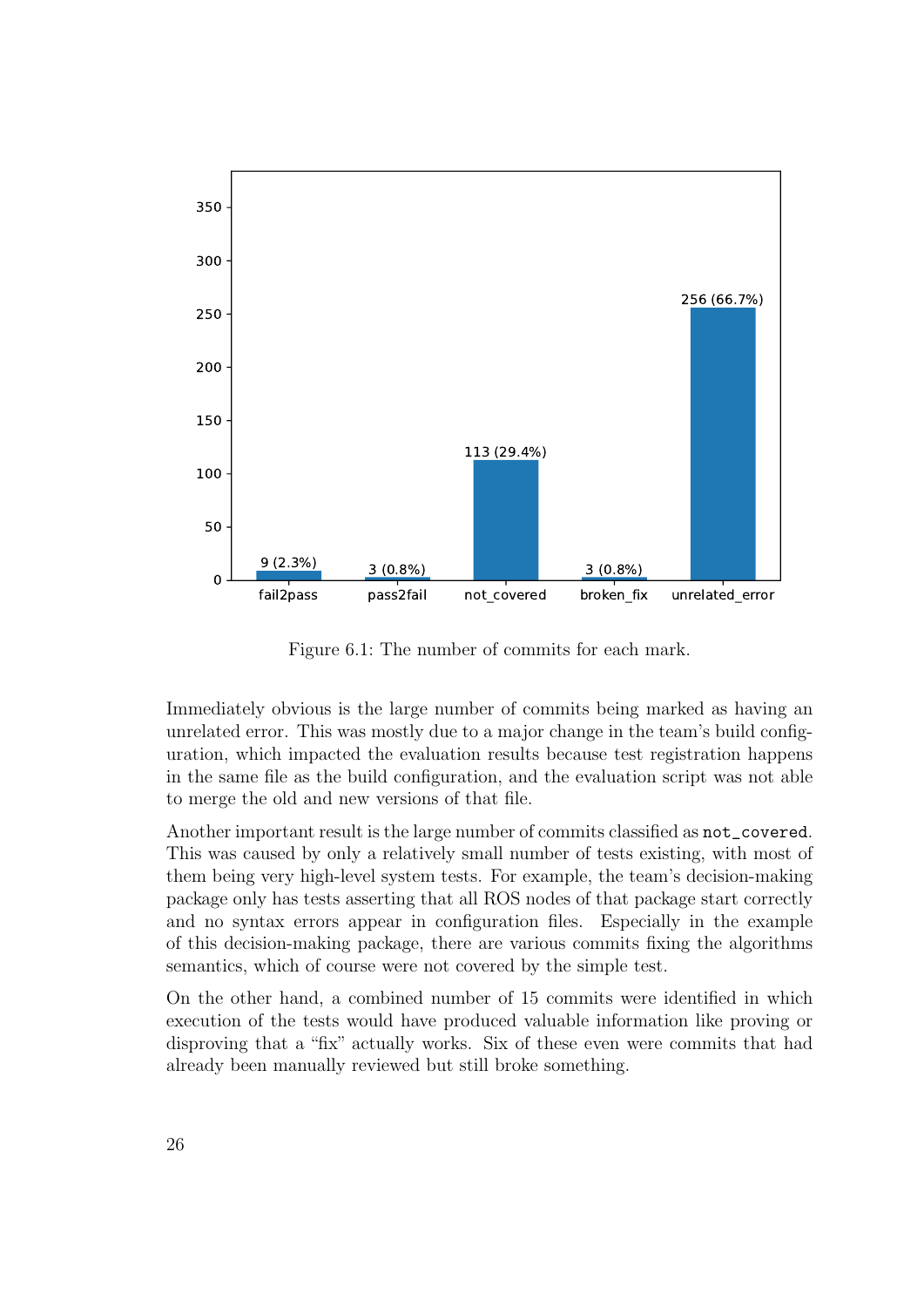Figure 6.1: The number of commits for each mark.

Immediately obvious is the large number of commits being marked as having an unrelated error. This was mostly due to a major change in the team's build configuration, which impacted the evaluation results because test registration happens in the same file as the build configuration, and the evaluation script was not able to merge the old and new versions of that file.

Another important result is the large number of commits classified as `not_covered`. This was caused by only a relatively small number of tests existing, with most of them being very high-level system tests. For example, the team's decision-making package only has tests asserting that all ROS nodes of that package start correctly and no syntax errors appear in configuration files. Especially in the example of this decision-making package, there are various commits fixing the algorithms semantics, which of course were not covered by the simple test.

On the other hand, a combined number of 15 commits were identified in which execution of the tests would have produced valuable information like proving or disproving that a "fix" actually works. Six of these even were commits that had already been manually reviewed but still broke something.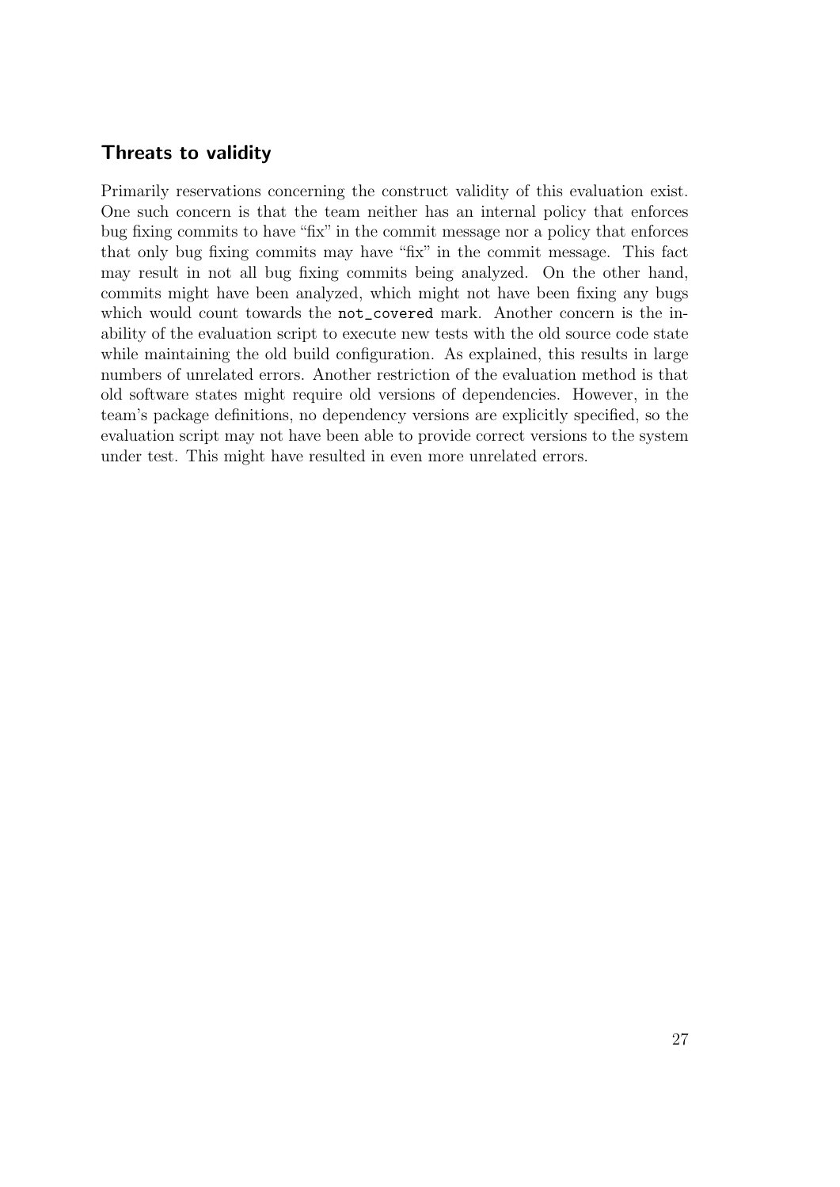### Threats to validity

Primarily reservations concerning the construct validity of this evaluation exist. One such concern is that the team neither has an internal policy that enforces bug fixing commits to have "fix" in the commit message nor a policy that enforces that only bug fixing commits may have "fix" in the commit message. This fact may result in not all bug fixing commits being analyzed. On the other hand, commits might have been analyzed, which might not have been fixing any bugs which would count towards the `not_covered` mark. Another concern is the inability of the evaluation script to execute new tests with the old source code state while maintaining the old build configuration. As explained, this results in large numbers of unrelated errors. Another restriction of the evaluation method is that old software states might require old versions of dependencies. However, in the team's package definitions, no dependency versions are explicitly specified, so the evaluation script may not have been able to provide correct versions to the system under test. This might have resulted in even more unrelated errors.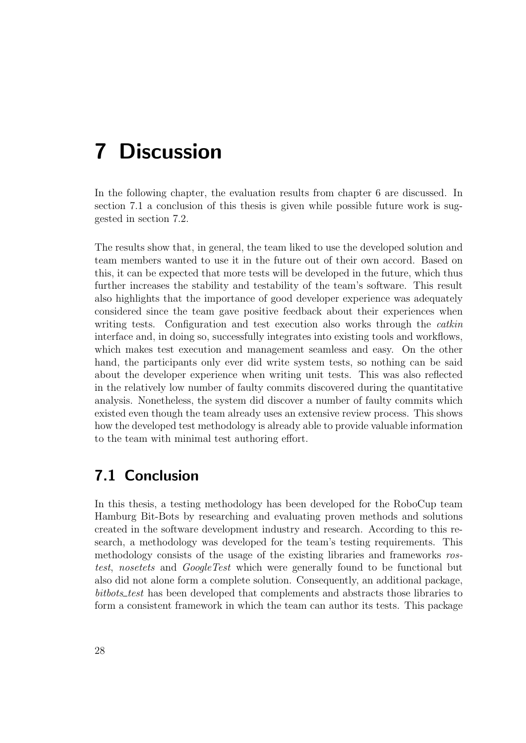# 7 Discussion

In the following chapter, the evaluation results from chapter 6 are discussed. In section 7.1 a conclusion of this thesis is given while possible future work is suggested in section 7.2.

The results show that, in general, the team liked to use the developed solution and team members wanted to use it in the future out of their own accord. Based on this, it can be expected that more tests will be developed in the future, which thus further increases the stability and testability of the team's software. This result also highlights that the importance of good developer experience was adequately considered since the team gave positive feedback about their experiences when writing tests. Configuration and test execution also works through the *catkin* interface and, in doing so, successfully integrates into existing tools and workflows, which makes test execution and management seamless and easy. On the other hand, the participants only ever did write system tests, so nothing can be said about the developer experience when writing unit tests. This was also reflected in the relatively low number of faulty commits discovered during the quantitative analysis. Nonetheless, the system did discover a number of faulty commits which existed even though the team already uses an extensive review process. This shows how the developed test methodology is already able to provide valuable information to the team with minimal test authoring effort.

## 7.1 Conclusion

In this thesis, a testing methodology has been developed for the RoboCup team Hamburg Bit-Bots by researching and evaluating proven methods and solutions created in the software development industry and research. According to this research, a methodology was developed for the team's testing requirements. This methodology consists of the usage of the existing libraries and frameworks *rostest*, *nosetets* and *GoogleTest* which were generally found to be functional but also did not alone form a complete solution. Consequently, an additional package, *bitbots_test* has been developed that complements and abstracts those libraries to form a consistent framework in which the team can author its tests. This package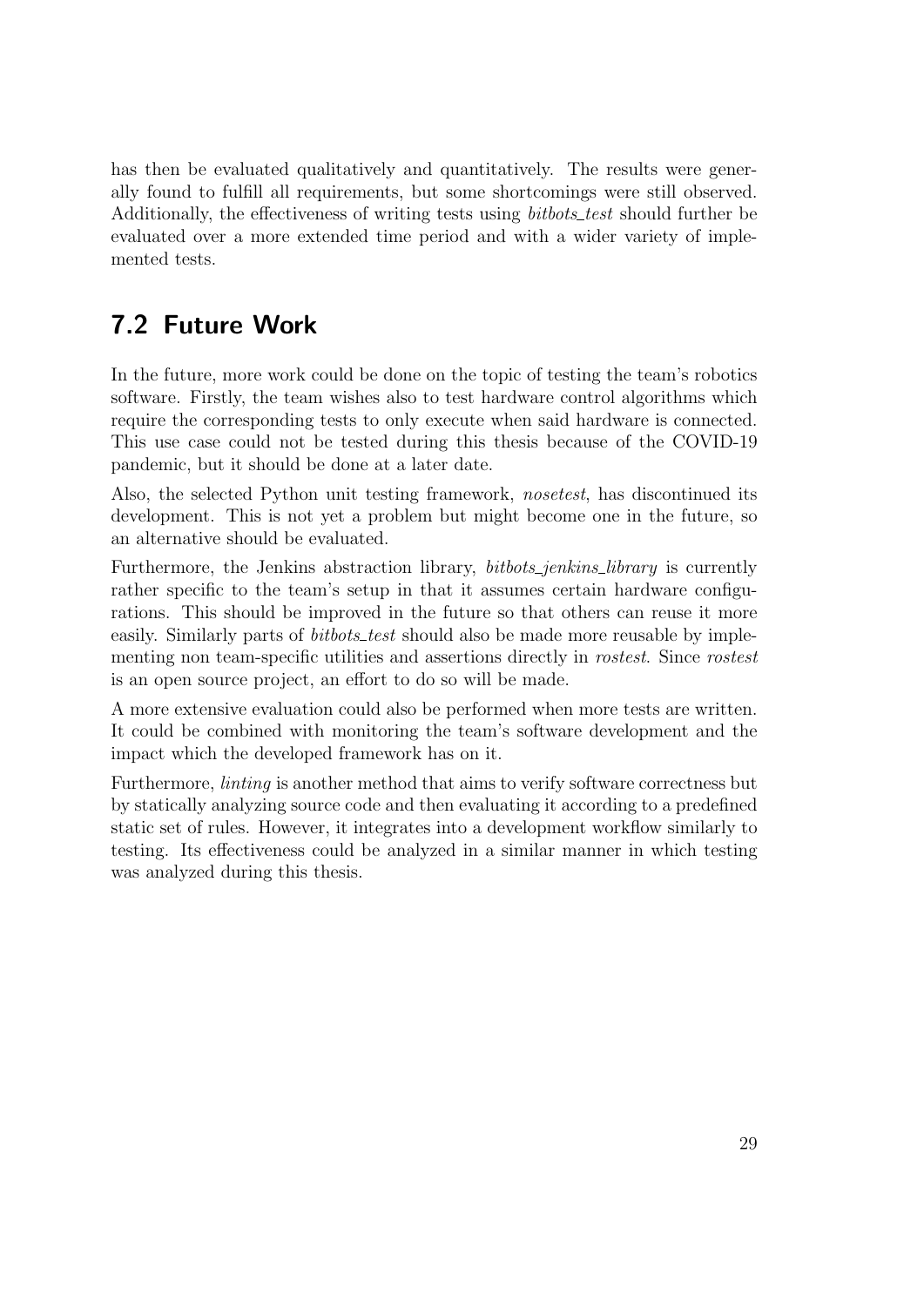has then be evaluated qualitatively and quantitatively. The results were generally found to fulfill all requirements, but some shortcomings were still observed. Additionally, the effectiveness of writing tests using *bitbots_test* should further be evaluated over a more extended time period and with a wider variety of implemented tests.

## 7.2 Future Work

In the future, more work could be done on the topic of testing the team's robotics software. Firstly, the team wishes also to test hardware control algorithms which require the corresponding tests to only execute when said hardware is connected. This use case could not be tested during this thesis because of the COVID-19 pandemic, but it should be done at a later date.

Also, the selected Python unit testing framework, *nosetest*, has discontinued its development. This is not yet a problem but might become one in the future, so an alternative should be evaluated.

Furthermore, the Jenkins abstraction library, *bitbots_jenkins_library* is currently rather specific to the team's setup in that it assumes certain hardware configurations. This should be improved in the future so that others can reuse it more easily. Similarly parts of *bitbots_test* should also be made more reusable by implementing non team-specific utilities and assertions directly in *rostest*. Since *rostest* is an open source project, an effort to do so will be made.

A more extensive evaluation could also be performed when more tests are written. It could be combined with monitoring the team's software development and the impact which the developed framework has on it.

Furthermore, *linting* is another method that aims to verify software correctness but by statically analyzing source code and then evaluating it according to a predefined static set of rules. However, it integrates into a development workflow similarly to testing. Its effectiveness could be analyzed in a similar manner in which testing was analyzed during this thesis.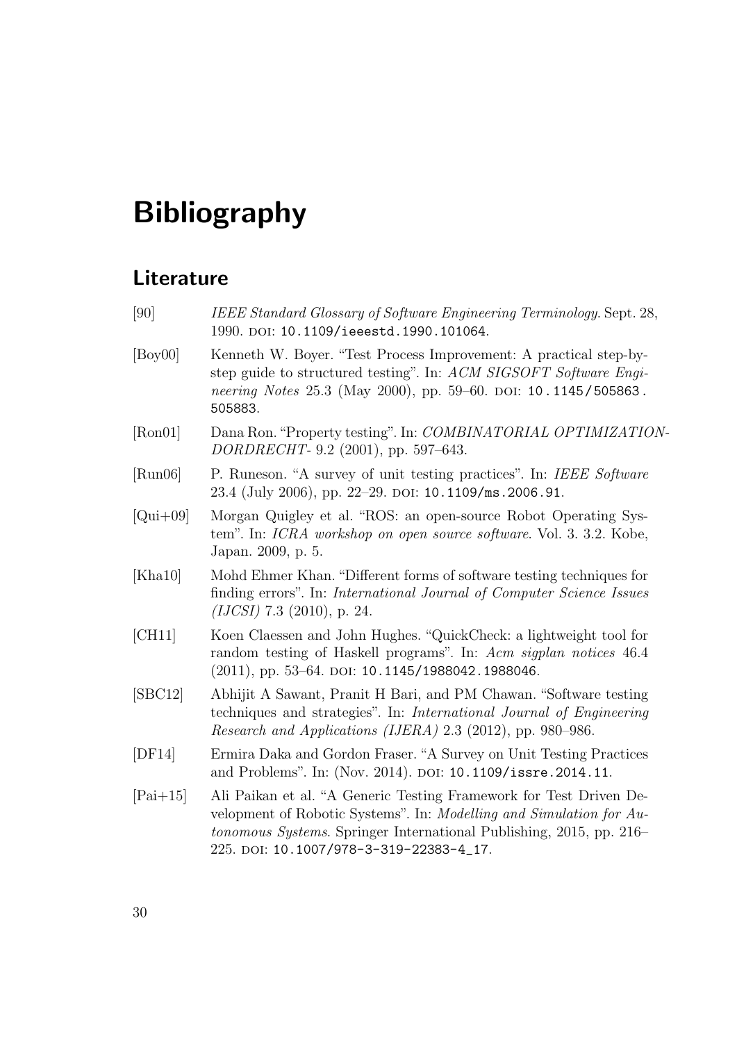# Bibliography

## Literature

[90] *IEEE Standard Glossary of Software Engineering Terminology*. Sept. 28, 1990. DOI: 10.1109/ieeestd.1990.101064.

[Boy00] Kenneth W. Boyer. "Test Process Improvement: A practical step-by-step guide to structured testing". In: *ACM SIGSOFT Software Engineering Notes* 25.3 (May 2000), pp. 59–60. DOI: 10.1145/505863.505883.

[Ron01] Dana Ron. "Property testing". In: *COMBINATORIAL OPTIMIZATION-DORDRECHT-* 9.2 (2001), pp. 597–643.

[Run06] P. Runeson. "A survey of unit testing practices". In: *IEEE Software* 23.4 (July 2006), pp. 22–29. DOI: 10.1109/ms.2006.91.

[Qui+09] Morgan Quigley et al. "ROS: an open-source Robot Operating System". In: *ICRA workshop on open source software*. Vol. 3. 3.2. Kobe, Japan. 2009, p. 5.

[Kha10] Mohd Ehmer Khan. "Different forms of software testing techniques for finding errors". In: *International Journal of Computer Science Issues (IJCSI)* 7.3 (2010), p. 24.

[CH11] Koen Claessen and John Hughes. "QuickCheck: a lightweight tool for random testing of Haskell programs". In: *Acm sigplan notices* 46.4 (2011), pp. 53–64. DOI: 10.1145/1988042.1988046.

[SBC12] Abhijit A Sawant, Pranit H Bari, and PM Chawan. "Software testing techniques and strategies". In: *International Journal of Engineering Research and Applications (IJERA)* 2.3 (2012), pp. 980–986.

[DF14] Ermira Daka and Gordon Fraser. "A Survey on Unit Testing Practices and Problems". In: (Nov. 2014). DOI: 10.1109/issre.2014.11.

[Pai+15] Ali Paikan et al. "A Generic Testing Framework for Test Driven Development of Robotic Systems". In: *Modelling and Simulation for Autonomous Systems*. Springer International Publishing, 2015, pp. 216–225. DOI: 10.1007/978-3-319-22383-4_17.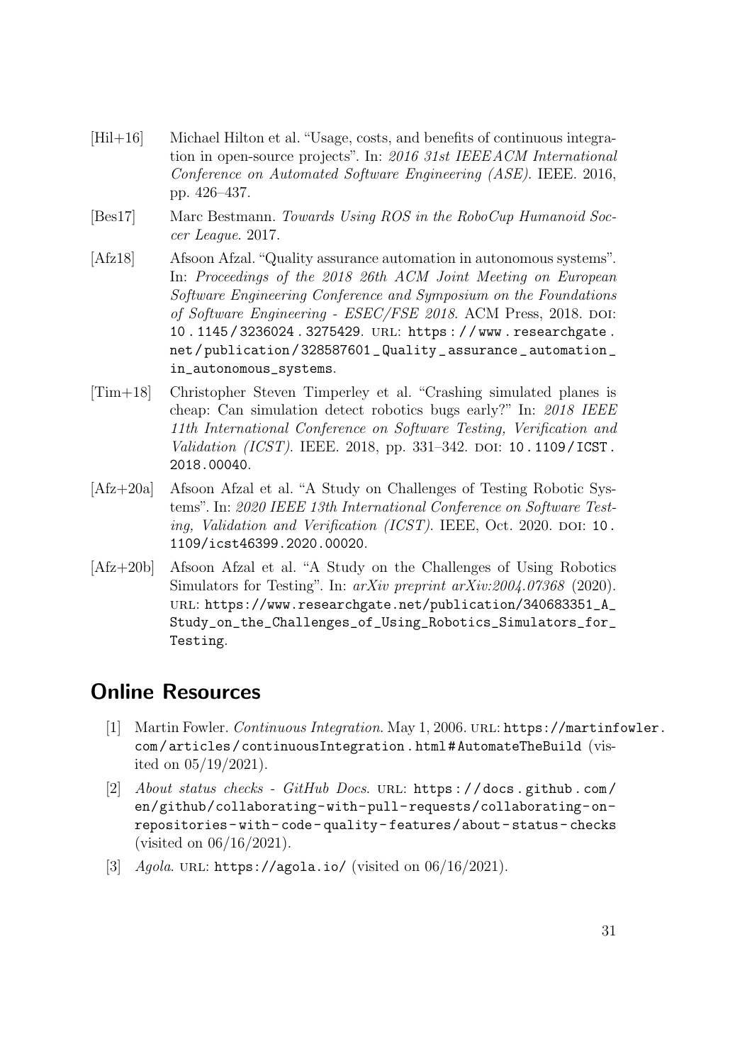[Hil+16] Michael Hilton et al. "Usage, costs, and benefits of continuous integration in open-source projects". In: *2016 31st IEEEACM International Conference on Automated Software Engineering (ASE)*. IEEE. 2016, pp. 426–437.

[Bes17] Marc Bestmann. *Towards Using ROS in the RoboCup Humanoid Soccer League*. 2017.

[Afz18] Afsoon Afzal. "Quality assurance automation in autonomous systems". In: *Proceedings of the 2018 26th ACM Joint Meeting on European Software Engineering Conference and Symposium on the Foundations of Software Engineering - ESEC/FSE 2018*. ACM Press, 2018. DOI: 10.1145/3236024.3275429. URL: https://www.researchgate.net/publication/328587601_Quality_assurance_automation_in_autonomous_systems.

[Tim+18] Christopher Steven Timperley et al. "Crashing simulated planes is cheap: Can simulation detect robotics bugs early?" In: *2018 IEEE 11th International Conference on Software Testing, Verification and Validation (ICST)*. IEEE. 2018, pp. 331–342. DOI: 10.1109/ICST.2018.00040.

[Afz+20a] Afsoon Afzal et al. "A Study on Challenges of Testing Robotic Systems". In: *2020 IEEE 13th International Conference on Software Testing, Validation and Verification (ICST)*. IEEE, Oct. 2020. DOI: 10.1109/icst46399.2020.00020.

[Afz+20b] Afsoon Afzal et al. "A Study on the Challenges of Using Robotics Simulators for Testing". In: *arXiv preprint arXiv:2004.07368* (2020). URL: https://www.researchgate.net/publication/340683351_A_Study_on_the_Challenges_of_Using_Robotics_Simulators_for_Testing.

## Online Resources

[1] Martin Fowler. *Continuous Integration*. May 1, 2006. URL: https://martinfowler.com/articles/continuousIntegration.html#AutomateTheBuild (visited on 05/19/2021).

[2] *About status checks - GitHub Docs*. URL: https://docs.github.com/en/github/collaborating-with-pull-requests/collaborating-on-repositories-with-code-quality-features/about-status-checks (visited on 06/16/2021).

[3] *Agola*. URL: https://agola.io/ (visited on 06/16/2021).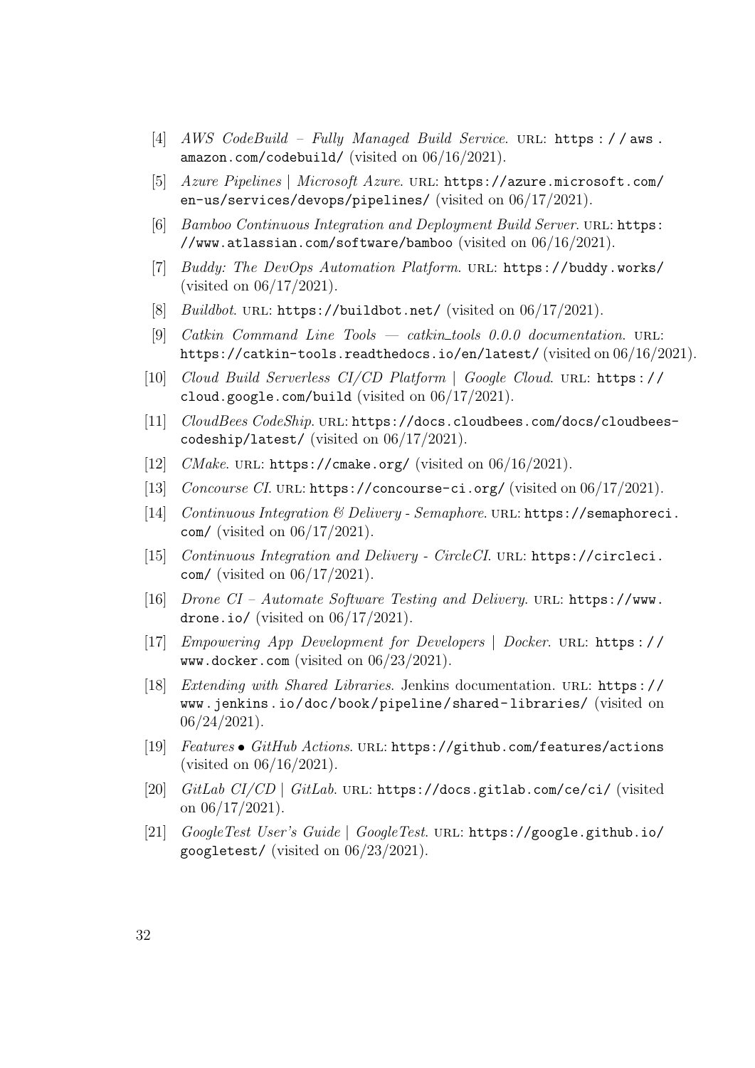[4] *AWS CodeBuild – Fully Managed Build Service*. URL: https://aws.amazon.com/codebuild/ (visited on 06/16/2021).

[5] *Azure Pipelines | Microsoft Azure*. URL: https://azure.microsoft.com/en-us/services/devops/pipelines/ (visited on 06/17/2021).

[6] *Bamboo Continuous Integration and Deployment Build Server*. URL: https://www.atlassian.com/software/bamboo (visited on 06/16/2021).

[7] *Buddy: The DevOps Automation Platform*. URL: https://buddy.works/ (visited on 06/17/2021).

[8] *Buildbot*. URL: https://buildbot.net/ (visited on 06/17/2021).

[9] *Catkin Command Line Tools — catkin_tools 0.0.0 documentation*. URL: https://catkin-tools.readthedocs.io/en/latest/ (visited on 06/16/2021).

[10] *Cloud Build Serverless CI/CD Platform | Google Cloud*. URL: https://cloud.google.com/build (visited on 06/17/2021).

[11] *CloudBees CodeShip*. URL: https://docs.cloudbees.com/docs/cloudbees-codeship/latest/ (visited on 06/17/2021).

[12] *CMake*. URL: https://cmake.org/ (visited on 06/16/2021).

[13] *Concourse CI*. URL: https://concourse-ci.org/ (visited on 06/17/2021).

[14] *Continuous Integration & Delivery - Semaphore*. URL: https://semaphoreci.com/ (visited on 06/17/2021).

[15] *Continuous Integration and Delivery - CircleCI*. URL: https://circleci.com/ (visited on 06/17/2021).

[16] *Drone CI – Automate Software Testing and Delivery*. URL: https://www.drone.io/ (visited on 06/17/2021).

[17] *Empowering App Development for Developers | Docker*. URL: https://www.docker.com (visited on 06/23/2021).

[18] *Extending with Shared Libraries*. Jenkins documentation. URL: https://www.jenkins.io/doc/book/pipeline/shared-libraries/ (visited on 06/24/2021).

[19] *Features • GitHub Actions*. URL: https://github.com/features/actions (visited on 06/16/2021).

[20] *GitLab CI/CD | GitLab*. URL: https://docs.gitlab.com/ce/ci/ (visited on 06/17/2021).

[21] *GoogleTest User's Guide | GoogleTest*. URL: https://google.github.io/googletest/ (visited on 06/23/2021).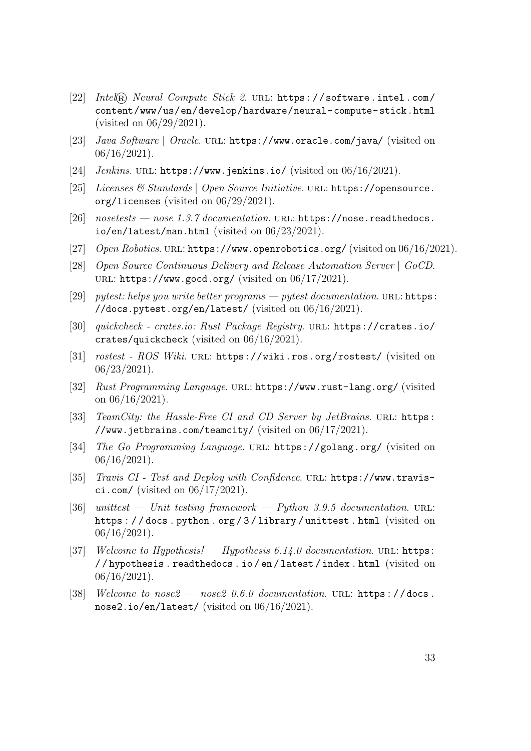[22] *Intel® Neural Compute Stick 2*. URL: https://software.intel.com/content/www/us/en/develop/hardware/neural-compute-stick.html (visited on 06/29/2021).

[23] *Java Software | Oracle*. URL: https://www.oracle.com/java/ (visited on 06/16/2021).

[24] *Jenkins*. URL: https://www.jenkins.io/ (visited on 06/16/2021).

[25] *Licenses & Standards | Open Source Initiative*. URL: https://opensource.org/licenses (visited on 06/29/2021).

[26] *nosetests — nose 1.3.7 documentation*. URL: https://nose.readthedocs.io/en/latest/man.html (visited on 06/23/2021).

[27] *Open Robotics*. URL: https://www.openrobotics.org/ (visited on 06/16/2021).

[28] *Open Source Continuous Delivery and Release Automation Server | GoCD*. URL: https://www.gocd.org/ (visited on 06/17/2021).

[29] *pytest: helps you write better programs — pytest documentation*. URL: https://docs.pytest.org/en/latest/ (visited on 06/16/2021).

[30] *quickcheck - crates.io: Rust Package Registry*. URL: https://crates.io/crates/quickcheck (visited on 06/16/2021).

[31] *rostest - ROS Wiki*. URL: https://wiki.ros.org/rostest/ (visited on 06/23/2021).

[32] *Rust Programming Language*. URL: https://www.rust-lang.org/ (visited on 06/16/2021).

[33] *TeamCity: the Hassle-Free CI and CD Server by JetBrains*. URL: https://www.jetbrains.com/teamcity/ (visited on 06/17/2021).

[34] *The Go Programming Language*. URL: https://golang.org/ (visited on 06/16/2021).

[35] *Travis CI - Test and Deploy with Confidence*. URL: https://www.travis-ci.com/ (visited on 06/17/2021).

[36] *unittest — Unit testing framework — Python 3.9.5 documentation*. URL: https://docs.python.org/3/library/unittest.html (visited on 06/16/2021).

[37] *Welcome to Hypothesis! — Hypothesis 6.14.0 documentation*. URL: https://hypothesis.readthedocs.io/en/latest/index.html (visited on 06/16/2021).

[38] *Welcome to nose2 — nose2 0.6.0 documentation*. URL: https://docs.nose2.io/en/latest/ (visited on 06/16/2021).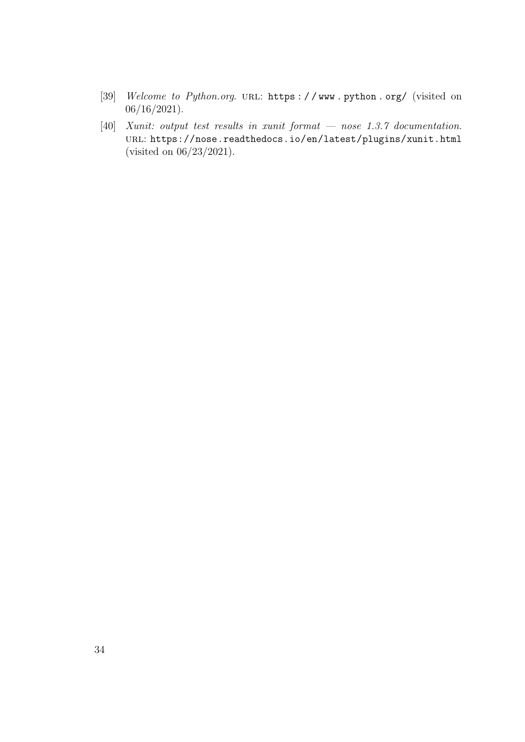[39] *Welcome to Python.org*. URL: https://www.python.org/ (visited on 06/16/2021).

[40] *Xunit: output test results in xunit format — nose 1.3.7 documentation*. URL: https://nose.readthedocs.io/en/latest/plugins/xunit.html (visited on 06/23/2021).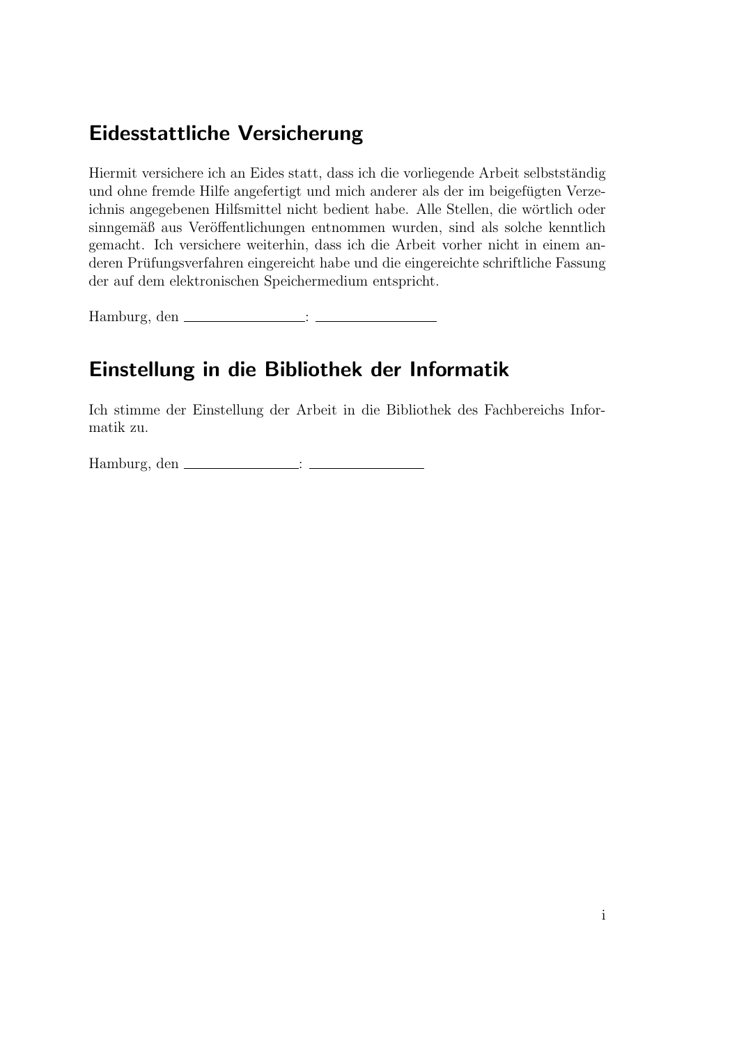## Eidesstattliche Versicherung

Hiermit versichere ich an Eides statt, dass ich die vorliegende Arbeit selbstständig und ohne fremde Hilfe angefertigt und mich anderer als der im beigefügten Verzeichnis angegebenen Hilfsmittel nicht bedient habe. Alle Stellen, die wörtlich oder sinngemäß aus Veröffentlichungen entnommen wurden, sind als solche kenntlich gemacht. Ich versichere weiterhin, dass ich die Arbeit vorher nicht in einem anderen Prüfungsverfahren eingereicht habe und die eingereichte schriftliche Fassung der auf dem elektronischen Speichermedium entspricht.

Hamburg, den ________________: ________________

## Einstellung in die Bibliothek der Informatik

Ich stimme der Einstellung der Arbeit in die Bibliothek des Fachbereichs Informatik zu.

Hamburg, den ________________: ________________